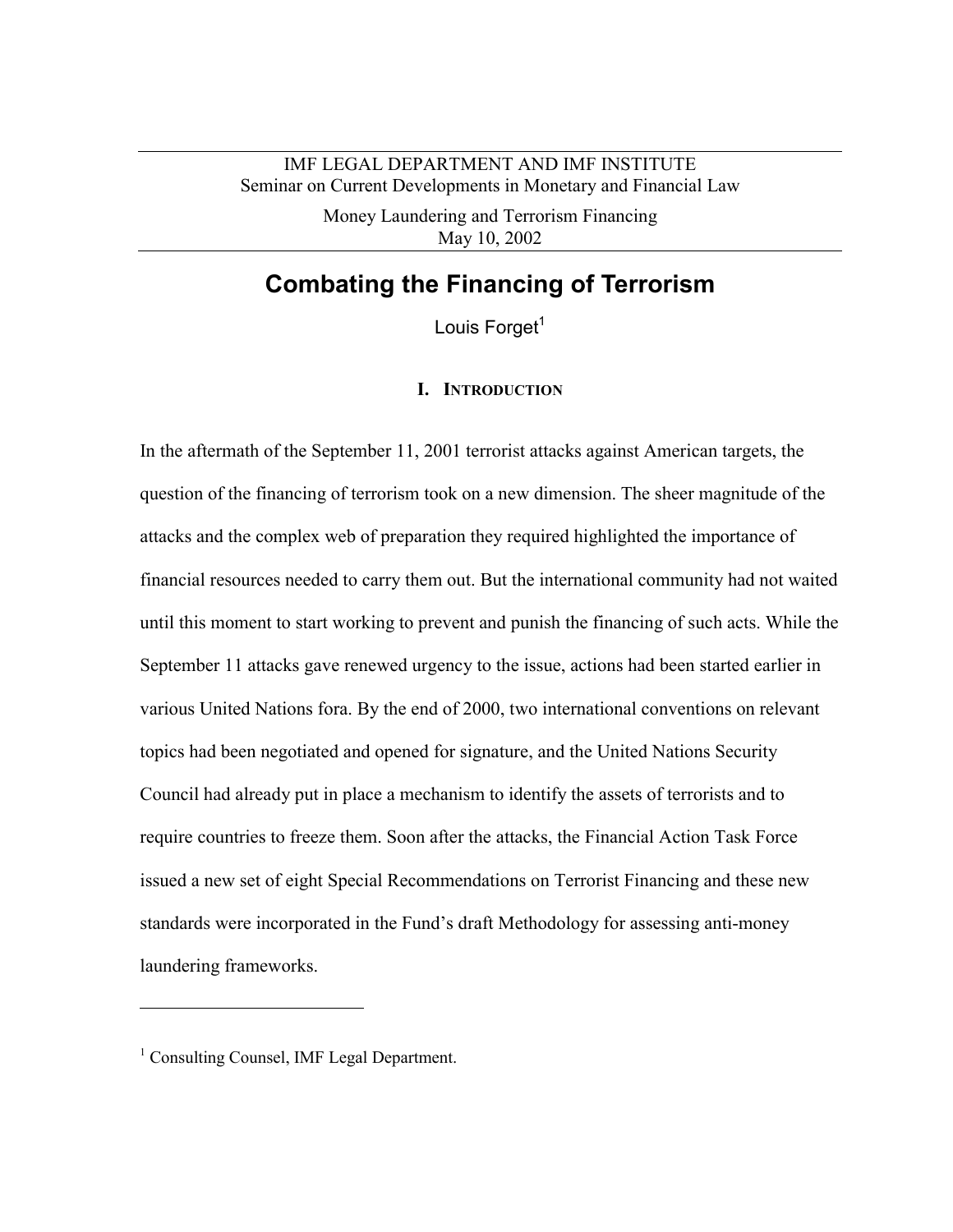IMF LEGAL DEPARTMENT AND IMF INSTITUTE
Seminar on Current Developments in Monetary and Financial Law

Money Laundering and Terrorism Financing
May 10, 2002

# Combating the Financing of Terrorism

Louis Forget[1]

## I. Introduction

In the aftermath of the September 11, 2001 terrorist attacks against American targets, the question of the financing of terrorism took on a new dimension. The sheer magnitude of the attacks and the complex web of preparation they required highlighted the importance of financial resources needed to carry them out. But the international community had not waited until this moment to start working to prevent and punish the financing of such acts. While the September 11 attacks gave renewed urgency to the issue, actions had been started earlier in various United Nations fora. By the end of 2000, two international conventions on relevant topics had been negotiated and opened for signature, and the United Nations Security Council had already put in place a mechanism to identify the assets of terrorists and to require countries to freeze them. Soon after the attacks, the Financial Action Task Force issued a new set of eight Special Recommendations on Terrorist Financing and these new standards were incorporated in the Fund's draft Methodology for assessing anti-money laundering frameworks.

---

[1] Consulting Counsel, IMF Legal Department.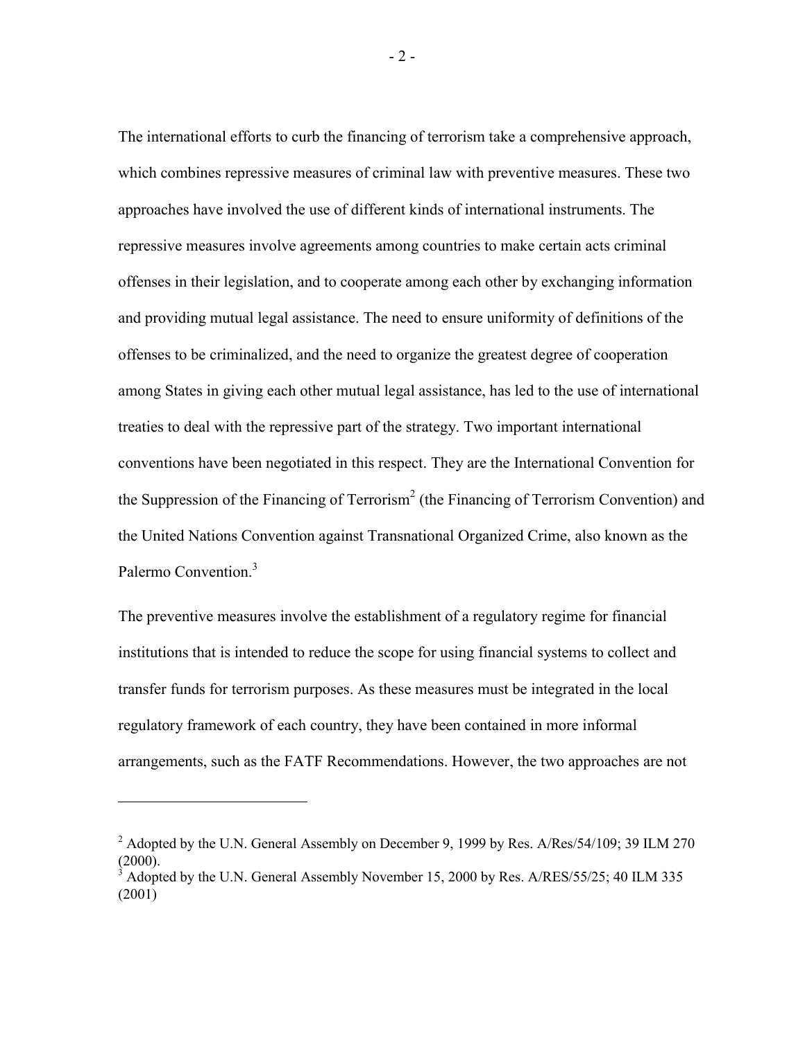The international efforts to curb the financing of terrorism take a comprehensive approach, which combines repressive measures of criminal law with preventive measures. These two approaches have involved the use of different kinds of international instruments. The repressive measures involve agreements among countries to make certain acts criminal offenses in their legislation, and to cooperate among each other by exchanging information and providing mutual legal assistance. The need to ensure uniformity of definitions of the offenses to be criminalized, and the need to organize the greatest degree of cooperation among States in giving each other mutual legal assistance, has led to the use of international treaties to deal with the repressive part of the strategy. Two important international conventions have been negotiated in this respect. They are the International Convention for the Suppression of the Financing of Terrorism[2] (the Financing of Terrorism Convention) and the United Nations Convention against Transnational Organized Crime, also known as the Palermo Convention.[3]

The preventive measures involve the establishment of a regulatory regime for financial institutions that is intended to reduce the scope for using financial systems to collect and transfer funds for terrorism purposes. As these measures must be integrated in the local regulatory framework of each country, they have been contained in more informal arrangements, such as the FATF Recommendations. However, the two approaches are not

---

[2] Adopted by the U.N. General Assembly on December 9, 1999 by Res. A/Res/54/109; 39 ILM 270 (2000).

[3] Adopted by the U.N. General Assembly November 15, 2000 by Res. A/RES/55/25; 40 ILM 335 (2001)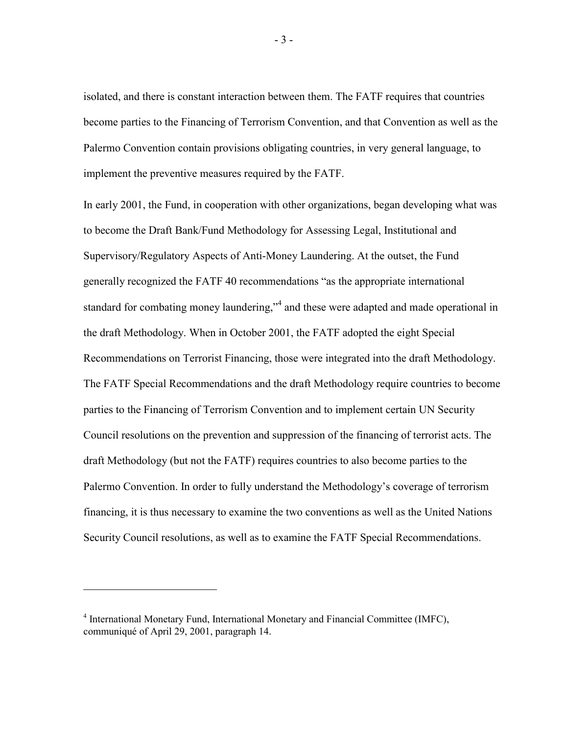isolated, and there is constant interaction between them. The FATF requires that countries become parties to the Financing of Terrorism Convention, and that Convention as well as the Palermo Convention contain provisions obligating countries, in very general language, to implement the preventive measures required by the FATF.

In early 2001, the Fund, in cooperation with other organizations, began developing what was to become the Draft Bank/Fund Methodology for Assessing Legal, Institutional and Supervisory/Regulatory Aspects of Anti-Money Laundering. At the outset, the Fund generally recognized the FATF 40 recommendations "as the appropriate international standard for combating money laundering,"[4] and these were adapted and made operational in the draft Methodology. When in October 2001, the FATF adopted the eight Special Recommendations on Terrorist Financing, those were integrated into the draft Methodology. The FATF Special Recommendations and the draft Methodology require countries to become parties to the Financing of Terrorism Convention and to implement certain UN Security Council resolutions on the prevention and suppression of the financing of terrorist acts. The draft Methodology (but not the FATF) requires countries to also become parties to the Palermo Convention. In order to fully understand the Methodology's coverage of terrorism financing, it is thus necessary to examine the two conventions as well as the United Nations Security Council resolutions, as well as to examine the FATF Special Recommendations.

---

[4] International Monetary Fund, International Monetary and Financial Committee (IMFC), communiqué of April 29, 2001, paragraph 14.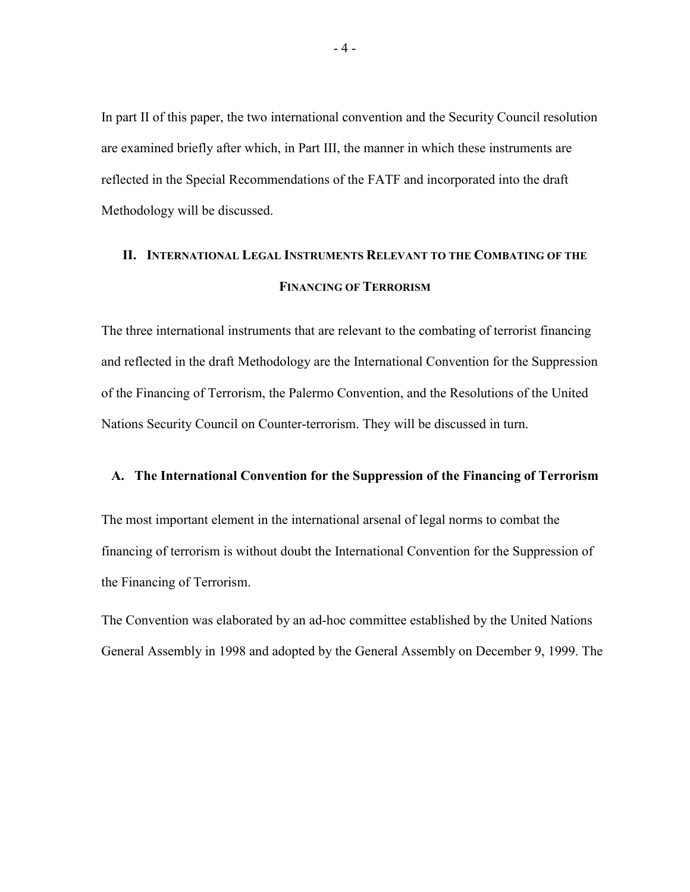In part II of this paper, the two international convention and the Security Council resolution are examined briefly after which, in Part III, the manner in which these instruments are reflected in the Special Recommendations of the FATF and incorporated into the draft Methodology will be discussed.

## II. International Legal Instruments Relevant to the Combating of the Financing of Terrorism

The three international instruments that are relevant to the combating of terrorist financing and reflected in the draft Methodology are the International Convention for the Suppression of the Financing of Terrorism, the Palermo Convention, and the Resolutions of the United Nations Security Council on Counter-terrorism. They will be discussed in turn.

### A. The International Convention for the Suppression of the Financing of Terrorism

The most important element in the international arsenal of legal norms to combat the financing of terrorism is without doubt the International Convention for the Suppression of the Financing of Terrorism.

The Convention was elaborated by an ad-hoc committee established by the United Nations General Assembly in 1998 and adopted by the General Assembly on December 9, 1999. The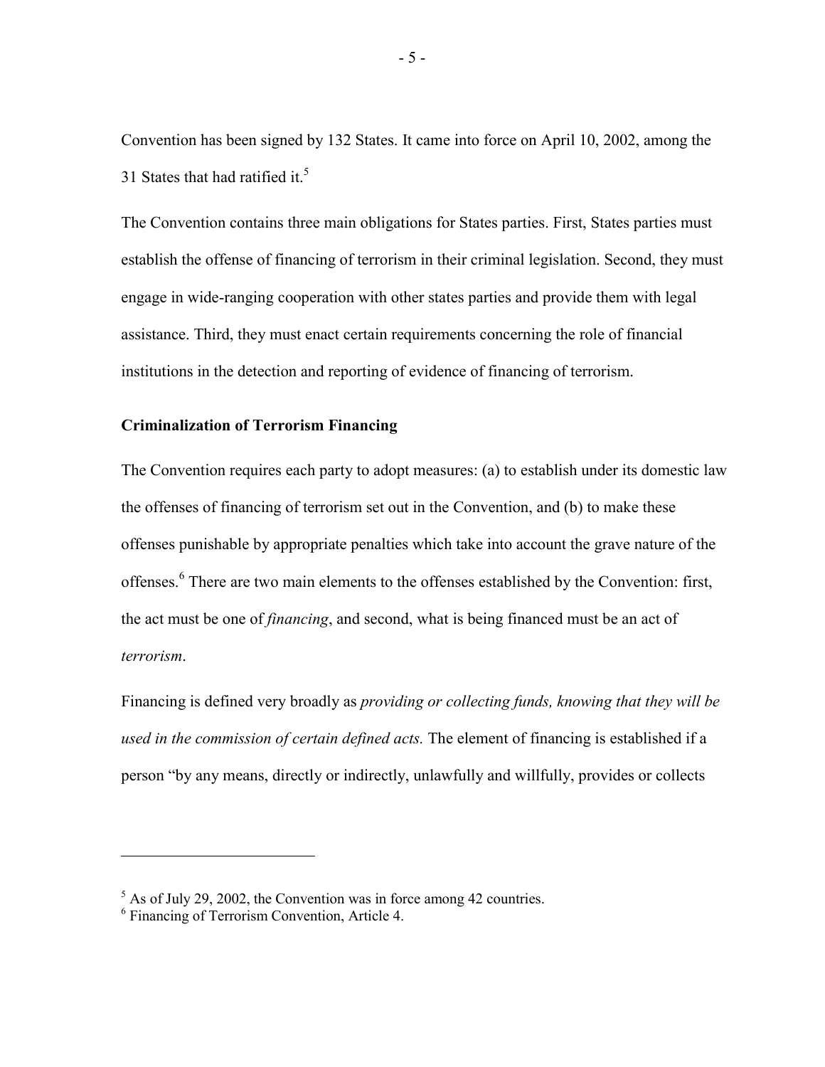Convention has been signed by 132 States. It came into force on April 10, 2002, among the 31 States that had ratified it.[5]

The Convention contains three main obligations for States parties. First, States parties must establish the offense of financing of terrorism in their criminal legislation. Second, they must engage in wide-ranging cooperation with other states parties and provide them with legal assistance. Third, they must enact certain requirements concerning the role of financial institutions in the detection and reporting of evidence of financing of terrorism.

**Criminalization of Terrorism Financing**

The Convention requires each party to adopt measures: (a) to establish under its domestic law the offenses of financing of terrorism set out in the Convention, and (b) to make these offenses punishable by appropriate penalties which take into account the grave nature of the offenses.[6] There are two main elements to the offenses established by the Convention: first, the act must be one of *financing*, and second, what is being financed must be an act of *terrorism*.

Financing is defined very broadly as *providing or collecting funds, knowing that they will be used in the commission of certain defined acts.* The element of financing is established if a person "by any means, directly or indirectly, unlawfully and willfully, provides or collects

[5] As of July 29, 2002, the Convention was in force among 42 countries.

[6] Financing of Terrorism Convention, Article 4.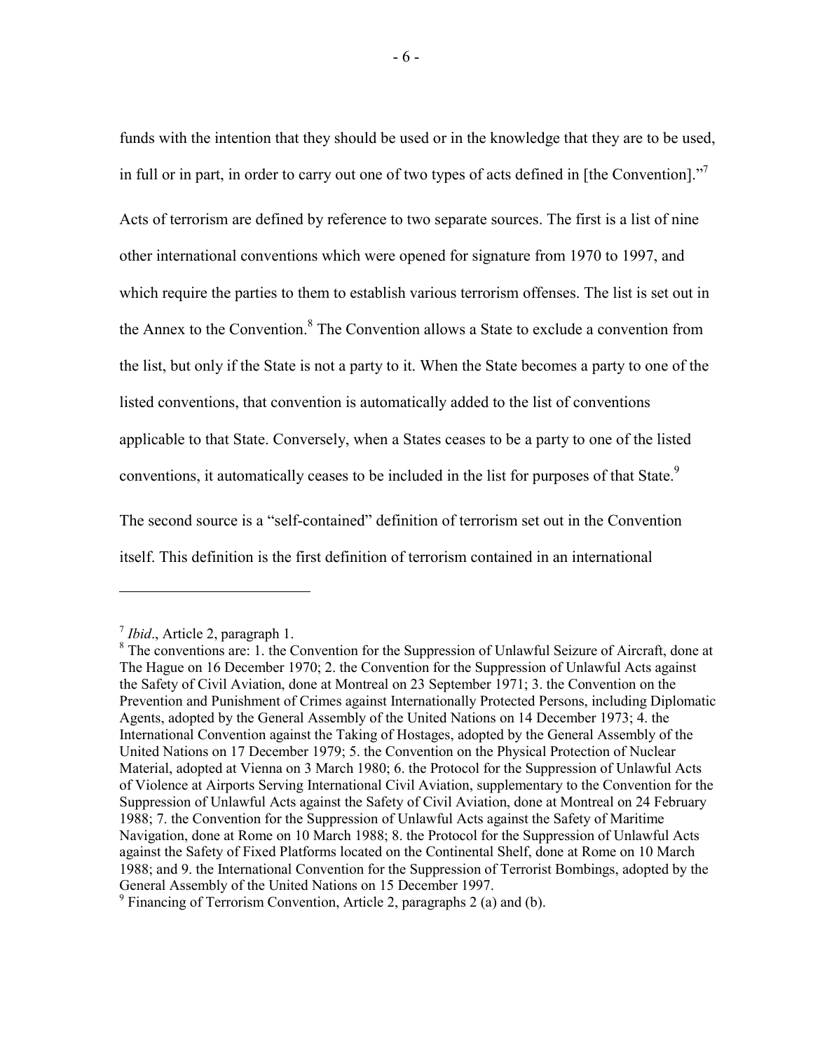funds with the intention that they should be used or in the knowledge that they are to be used, in full or in part, in order to carry out one of two types of acts defined in [the Convention]."[7]

Acts of terrorism are defined by reference to two separate sources. The first is a list of nine other international conventions which were opened for signature from 1970 to 1997, and which require the parties to them to establish various terrorism offenses. The list is set out in the Annex to the Convention.[8] The Convention allows a State to exclude a convention from the list, but only if the State is not a party to it. When the State becomes a party to one of the listed conventions, that convention is automatically added to the list of conventions applicable to that State. Conversely, when a States ceases to be a party to one of the listed conventions, it automatically ceases to be included in the list for purposes of that State.[9]

The second source is a "self-contained" definition of terrorism set out in the Convention itself. This definition is the first definition of terrorism contained in an international

---

[7] *Ibid*., Article 2, paragraph 1.

[8] The conventions are: 1. the Convention for the Suppression of Unlawful Seizure of Aircraft, done at The Hague on 16 December 1970; 2. the Convention for the Suppression of Unlawful Acts against the Safety of Civil Aviation, done at Montreal on 23 September 1971; 3. the Convention on the Prevention and Punishment of Crimes against Internationally Protected Persons, including Diplomatic Agents, adopted by the General Assembly of the United Nations on 14 December 1973; 4. the International Convention against the Taking of Hostages, adopted by the General Assembly of the United Nations on 17 December 1979; 5. the Convention on the Physical Protection of Nuclear Material, adopted at Vienna on 3 March 1980; 6. the Protocol for the Suppression of Unlawful Acts of Violence at Airports Serving International Civil Aviation, supplementary to the Convention for the Suppression of Unlawful Acts against the Safety of Civil Aviation, done at Montreal on 24 February 1988; 7. the Convention for the Suppression of Unlawful Acts against the Safety of Maritime Navigation, done at Rome on 10 March 1988; 8. the Protocol for the Suppression of Unlawful Acts against the Safety of Fixed Platforms located on the Continental Shelf, done at Rome on 10 March 1988; and 9. the International Convention for the Suppression of Terrorist Bombings, adopted by the General Assembly of the United Nations on 15 December 1997.

[9] Financing of Terrorism Convention, Article 2, paragraphs 2 (a) and (b).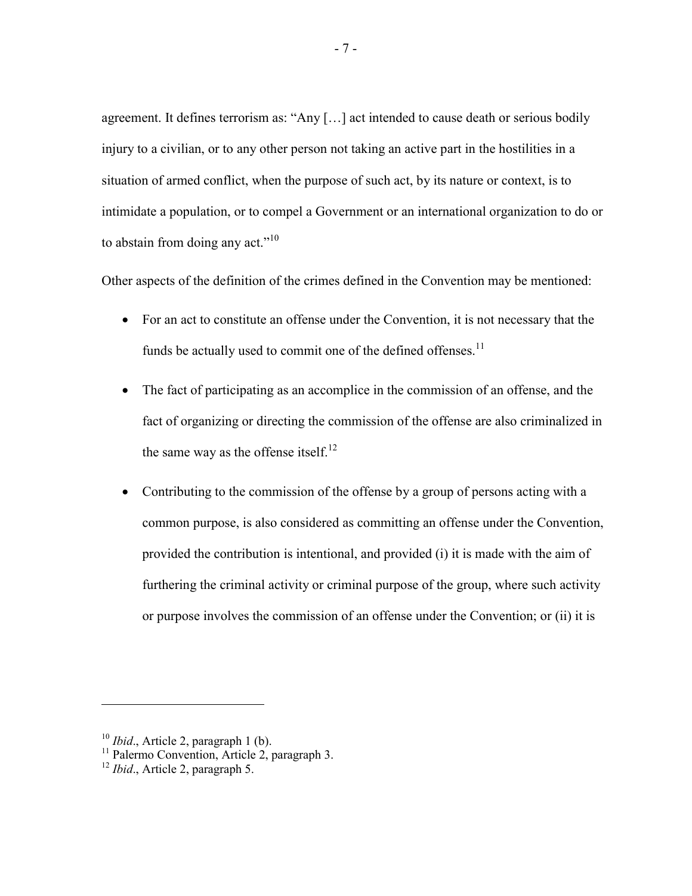agreement. It defines terrorism as: "Any […] act intended to cause death or serious bodily injury to a civilian, or to any other person not taking an active part in the hostilities in a situation of armed conflict, when the purpose of such act, by its nature or context, is to intimidate a population, or to compel a Government or an international organization to do or to abstain from doing any act."[10]

Other aspects of the definition of the crimes defined in the Convention may be mentioned:

- For an act to constitute an offense under the Convention, it is not necessary that the funds be actually used to commit one of the defined offenses.[11]
- The fact of participating as an accomplice in the commission of an offense, and the fact of organizing or directing the commission of the offense are also criminalized in the same way as the offense itself.[12]
- Contributing to the commission of the offense by a group of persons acting with a common purpose, is also considered as committing an offense under the Convention, provided the contribution is intentional, and provided (i) it is made with the aim of furthering the criminal activity or criminal purpose of the group, where such activity or purpose involves the commission of an offense under the Convention; or (ii) it is

---

[10] *Ibid*., Article 2, paragraph 1 (b).

[11] Palermo Convention, Article 2, paragraph 3.

[12] *Ibid*., Article 2, paragraph 5.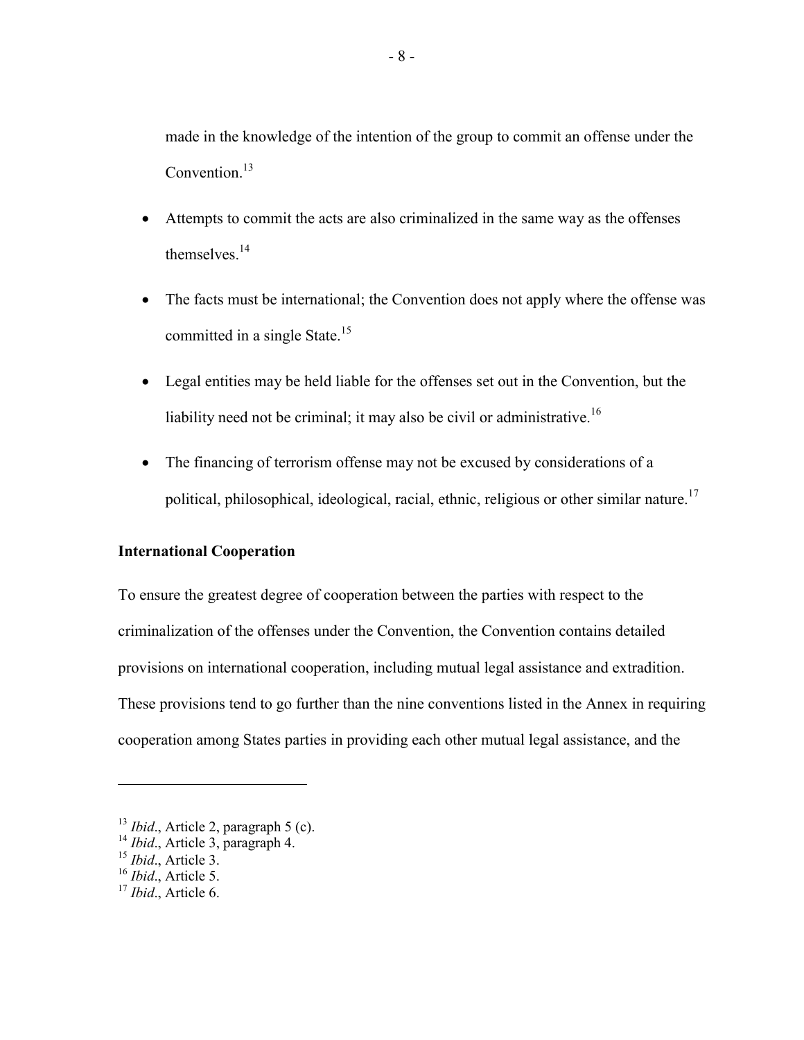made in the knowledge of the intention of the group to commit an offense under the Convention.[13]

- Attempts to commit the acts are also criminalized in the same way as the offenses themselves.[14]
- The facts must be international; the Convention does not apply where the offense was committed in a single State.[15]
- Legal entities may be held liable for the offenses set out in the Convention, but the liability need not be criminal; it may also be civil or administrative.[16]
- The financing of terrorism offense may not be excused by considerations of a political, philosophical, ideological, racial, ethnic, religious or other similar nature.[17]

**International Cooperation**

To ensure the greatest degree of cooperation between the parties with respect to the criminalization of the offenses under the Convention, the Convention contains detailed provisions on international cooperation, including mutual legal assistance and extradition. These provisions tend to go further than the nine conventions listed in the Annex in requiring cooperation among States parties in providing each other mutual legal assistance, and the

---

[13] *Ibid*., Article 2, paragraph 5 (c).
[14] *Ibid*., Article 3, paragraph 4.
[15] *Ibid*., Article 3.
[16] *Ibid*., Article 5.
[17] *Ibid*., Article 6.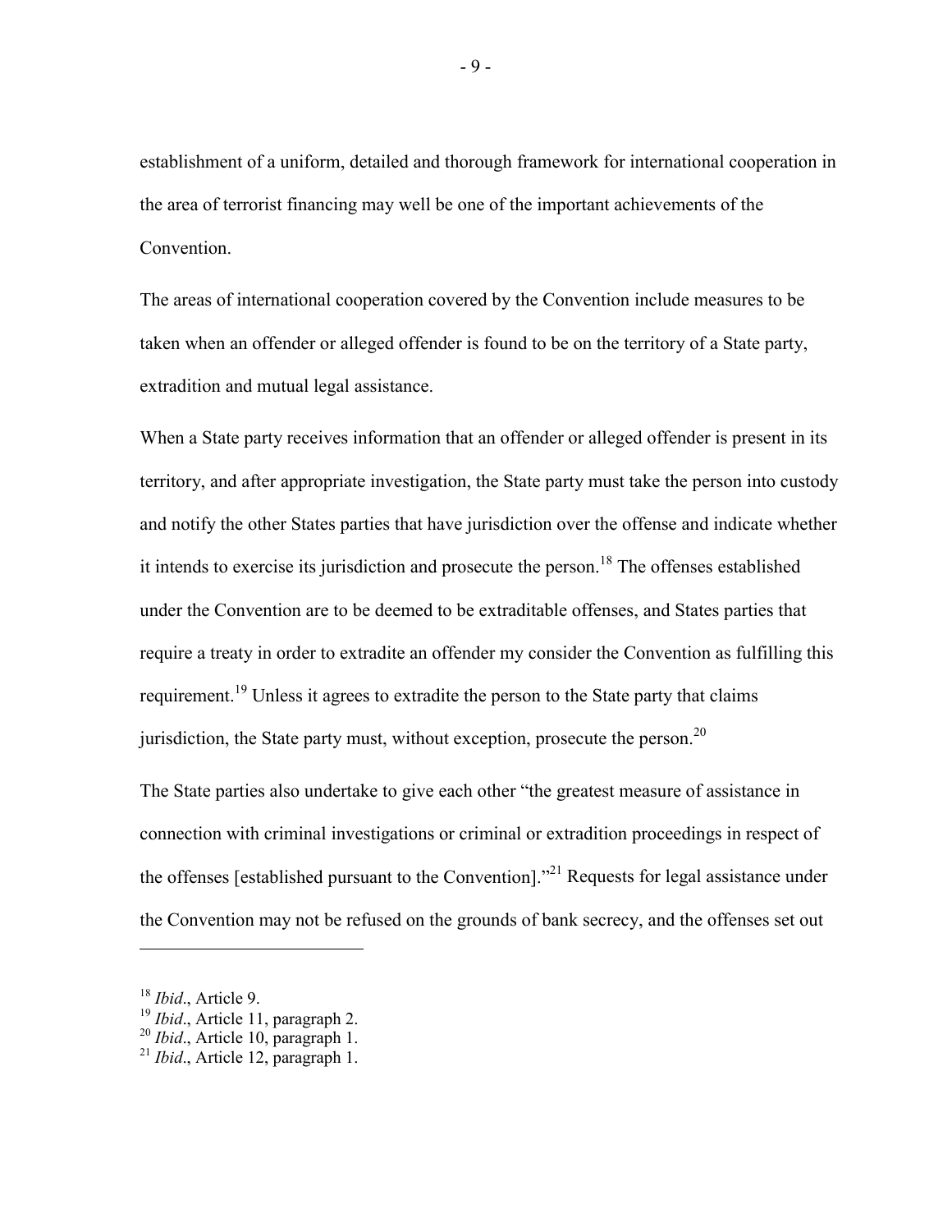establishment of a uniform, detailed and thorough framework for international cooperation in the area of terrorist financing may well be one of the important achievements of the Convention.

The areas of international cooperation covered by the Convention include measures to be taken when an offender or alleged offender is found to be on the territory of a State party, extradition and mutual legal assistance.

When a State party receives information that an offender or alleged offender is present in its territory, and after appropriate investigation, the State party must take the person into custody and notify the other States parties that have jurisdiction over the offense and indicate whether it intends to exercise its jurisdiction and prosecute the person.[18] The offenses established under the Convention are to be deemed to be extraditable offenses, and States parties that require a treaty in order to extradite an offender my consider the Convention as fulfilling this requirement.[19] Unless it agrees to extradite the person to the State party that claims jurisdiction, the State party must, without exception, prosecute the person.[20]

The State parties also undertake to give each other "the greatest measure of assistance in connection with criminal investigations or criminal or extradition proceedings in respect of the offenses [established pursuant to the Convention]."[21] Requests for legal assistance under the Convention may not be refused on the grounds of bank secrecy, and the offenses set out

---

[18] *Ibid*., Article 9.
[19] *Ibid*., Article 11, paragraph 2.
[20] *Ibid*., Article 10, paragraph 1.
[21] *Ibid*., Article 12, paragraph 1.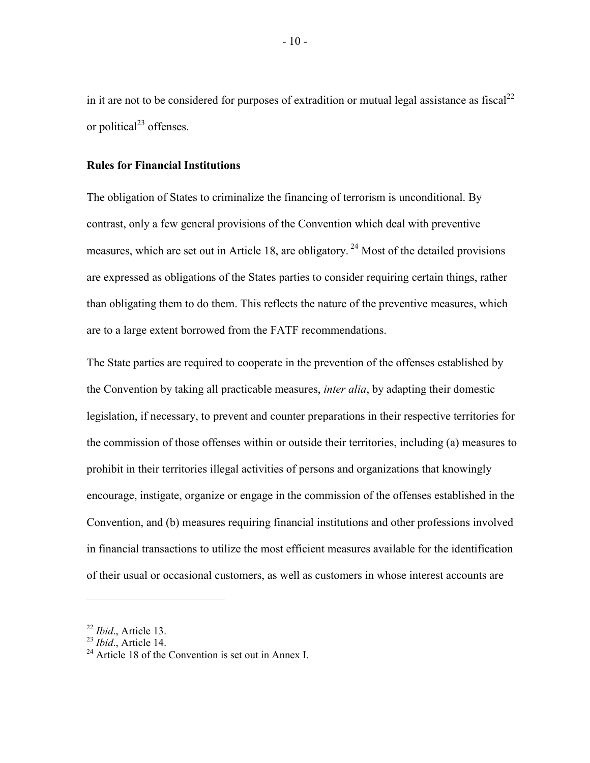in it are not to be considered for purposes of extradition or mutual legal assistance as fiscal[22] or political[23] offenses.

**Rules for Financial Institutions**

The obligation of States to criminalize the financing of terrorism is unconditional. By contrast, only a few general provisions of the Convention which deal with preventive measures, which are set out in Article 18, are obligatory. [24] Most of the detailed provisions are expressed as obligations of the States parties to consider requiring certain things, rather than obligating them to do them. This reflects the nature of the preventive measures, which are to a large extent borrowed from the FATF recommendations.

The State parties are required to cooperate in the prevention of the offenses established by the Convention by taking all practicable measures, *inter alia*, by adapting their domestic legislation, if necessary, to prevent and counter preparations in their respective territories for the commission of those offenses within or outside their territories, including (a) measures to prohibit in their territories illegal activities of persons and organizations that knowingly encourage, instigate, organize or engage in the commission of the offenses established in the Convention, and (b) measures requiring financial institutions and other professions involved in financial transactions to utilize the most efficient measures available for the identification of their usual or occasional customers, as well as customers in whose interest accounts are

---

[22] *Ibid*., Article 13.

[23] *Ibid*., Article 14.

[24] Article 18 of the Convention is set out in Annex I.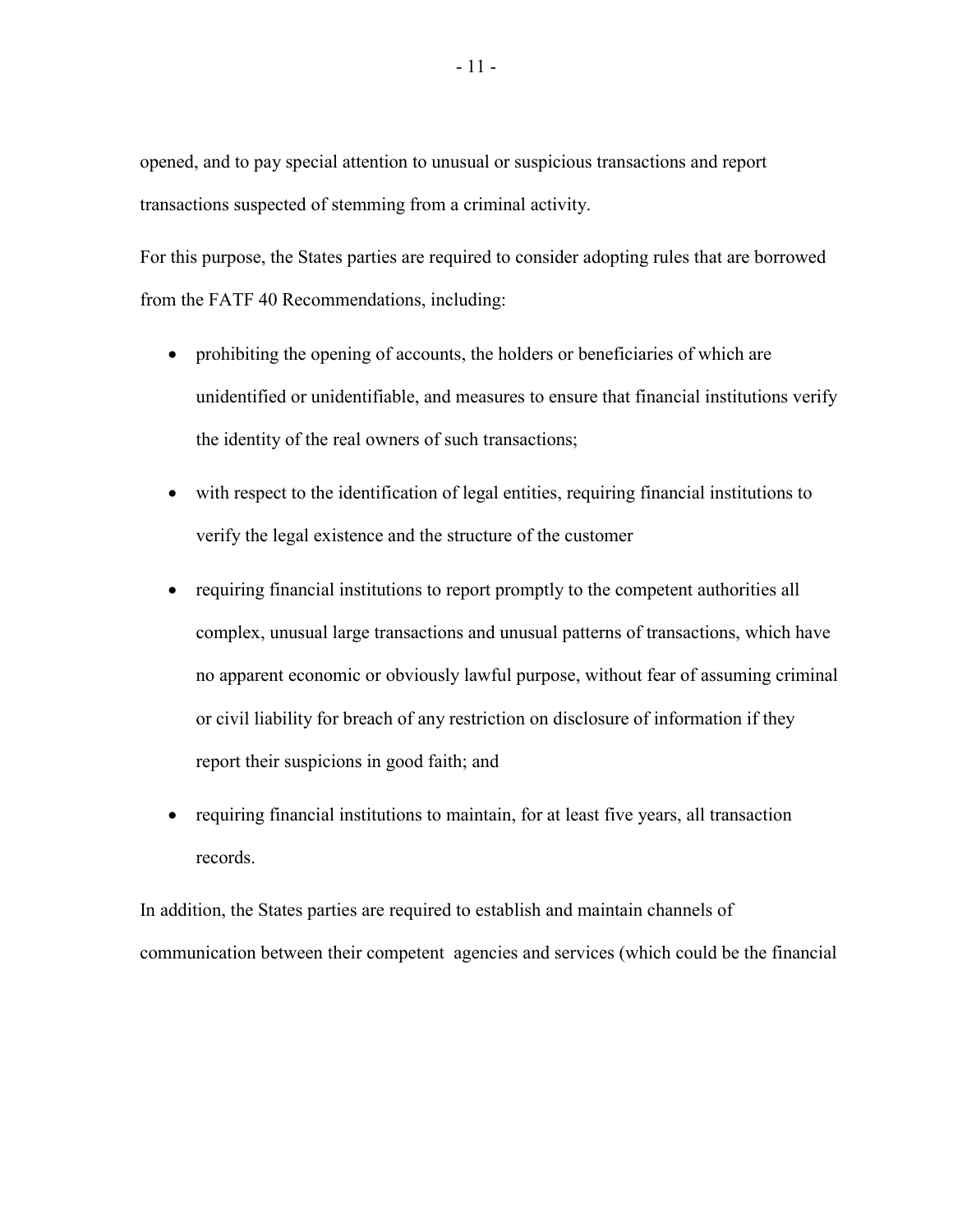opened, and to pay special attention to unusual or suspicious transactions and report transactions suspected of stemming from a criminal activity.

For this purpose, the States parties are required to consider adopting rules that are borrowed from the FATF 40 Recommendations, including:

- prohibiting the opening of accounts, the holders or beneficiaries of which are unidentified or unidentifiable, and measures to ensure that financial institutions verify the identity of the real owners of such transactions;
- with respect to the identification of legal entities, requiring financial institutions to verify the legal existence and the structure of the customer
- requiring financial institutions to report promptly to the competent authorities all complex, unusual large transactions and unusual patterns of transactions, which have no apparent economic or obviously lawful purpose, without fear of assuming criminal or civil liability for breach of any restriction on disclosure of information if they report their suspicions in good faith; and
- requiring financial institutions to maintain, for at least five years, all transaction records.

In addition, the States parties are required to establish and maintain channels of communication between their competent agencies and services (which could be the financial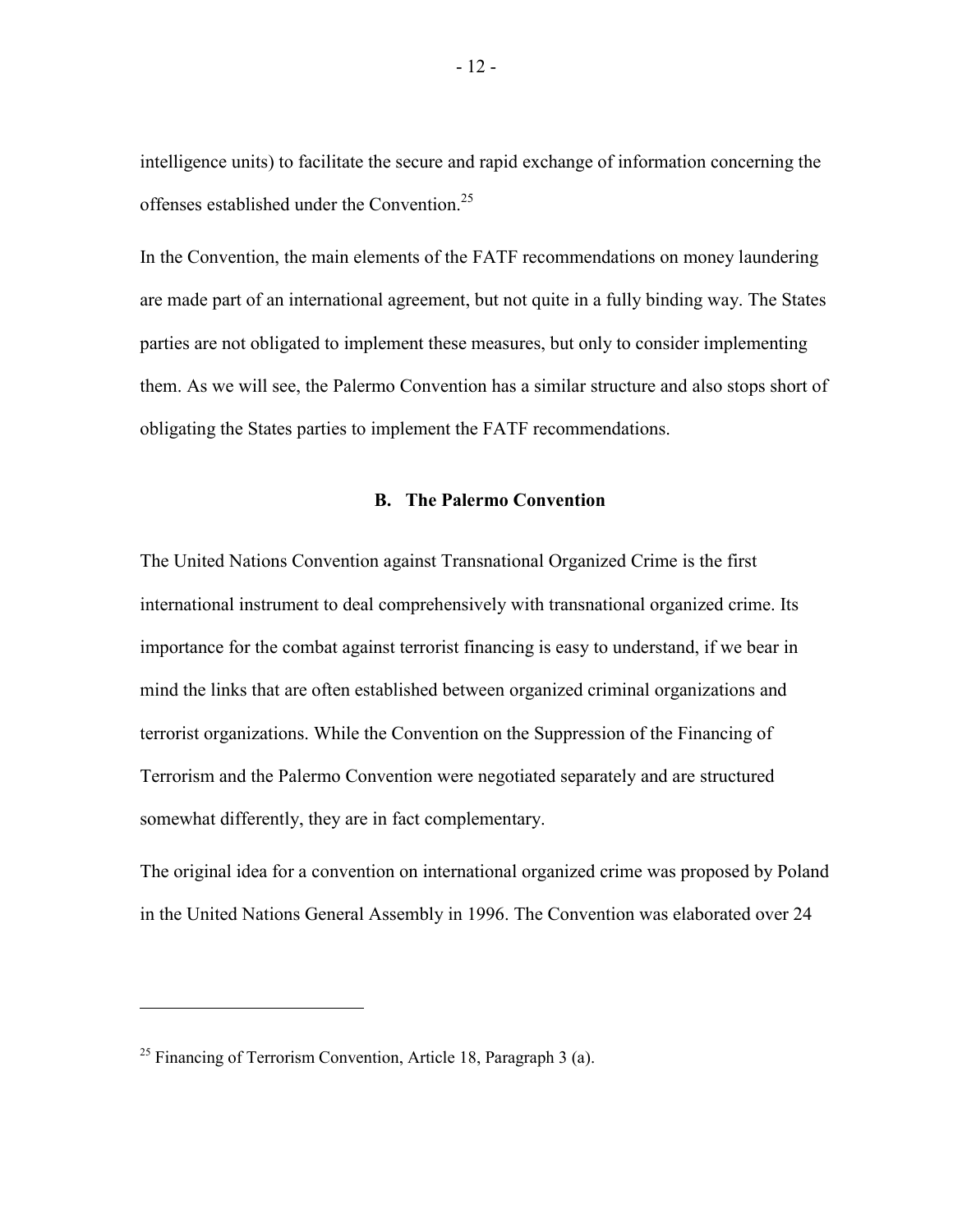intelligence units) to facilitate the secure and rapid exchange of information concerning the offenses established under the Convention.[25]

In the Convention, the main elements of the FATF recommendations on money laundering are made part of an international agreement, but not quite in a fully binding way. The States parties are not obligated to implement these measures, but only to consider implementing them. As we will see, the Palermo Convention has a similar structure and also stops short of obligating the States parties to implement the FATF recommendations.

### B. The Palermo Convention

The United Nations Convention against Transnational Organized Crime is the first international instrument to deal comprehensively with transnational organized crime. Its importance for the combat against terrorist financing is easy to understand, if we bear in mind the links that are often established between organized criminal organizations and terrorist organizations. While the Convention on the Suppression of the Financing of Terrorism and the Palermo Convention were negotiated separately and are structured somewhat differently, they are in fact complementary.

The original idea for a convention on international organized crime was proposed by Poland in the United Nations General Assembly in 1996. The Convention was elaborated over 24

[25] Financing of Terrorism Convention, Article 18, Paragraph 3 (a).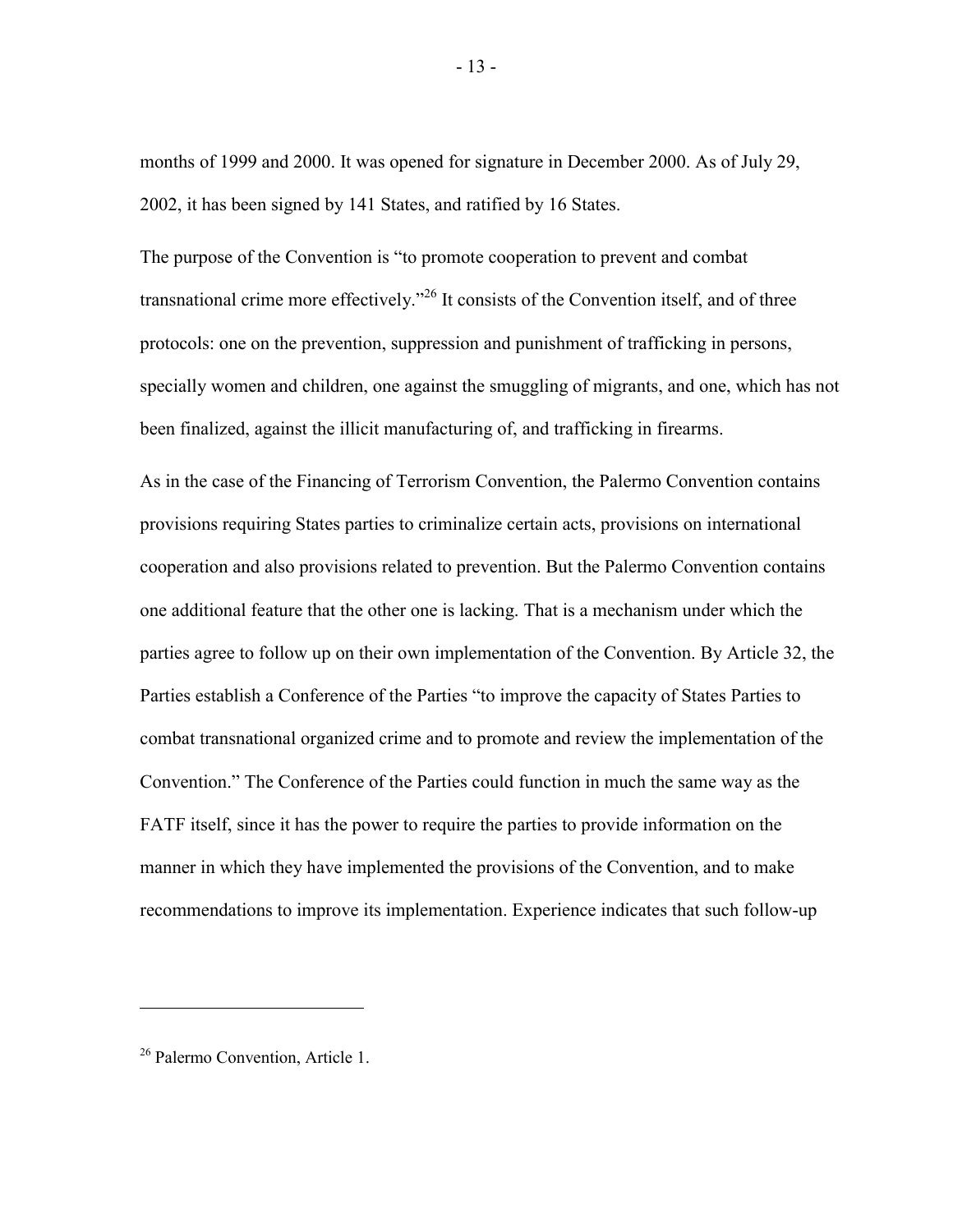months of 1999 and 2000. It was opened for signature in December 2000. As of July 29, 2002, it has been signed by 141 States, and ratified by 16 States.

The purpose of the Convention is "to promote cooperation to prevent and combat transnational crime more effectively."[26] It consists of the Convention itself, and of three protocols: one on the prevention, suppression and punishment of trafficking in persons, specially women and children, one against the smuggling of migrants, and one, which has not been finalized, against the illicit manufacturing of, and trafficking in firearms.

As in the case of the Financing of Terrorism Convention, the Palermo Convention contains provisions requiring States parties to criminalize certain acts, provisions on international cooperation and also provisions related to prevention. But the Palermo Convention contains one additional feature that the other one is lacking. That is a mechanism under which the parties agree to follow up on their own implementation of the Convention. By Article 32, the Parties establish a Conference of the Parties "to improve the capacity of States Parties to combat transnational organized crime and to promote and review the implementation of the Convention." The Conference of the Parties could function in much the same way as the FATF itself, since it has the power to require the parties to provide information on the manner in which they have implemented the provisions of the Convention, and to make recommendations to improve its implementation. Experience indicates that such follow-up

---

[26] Palermo Convention, Article 1.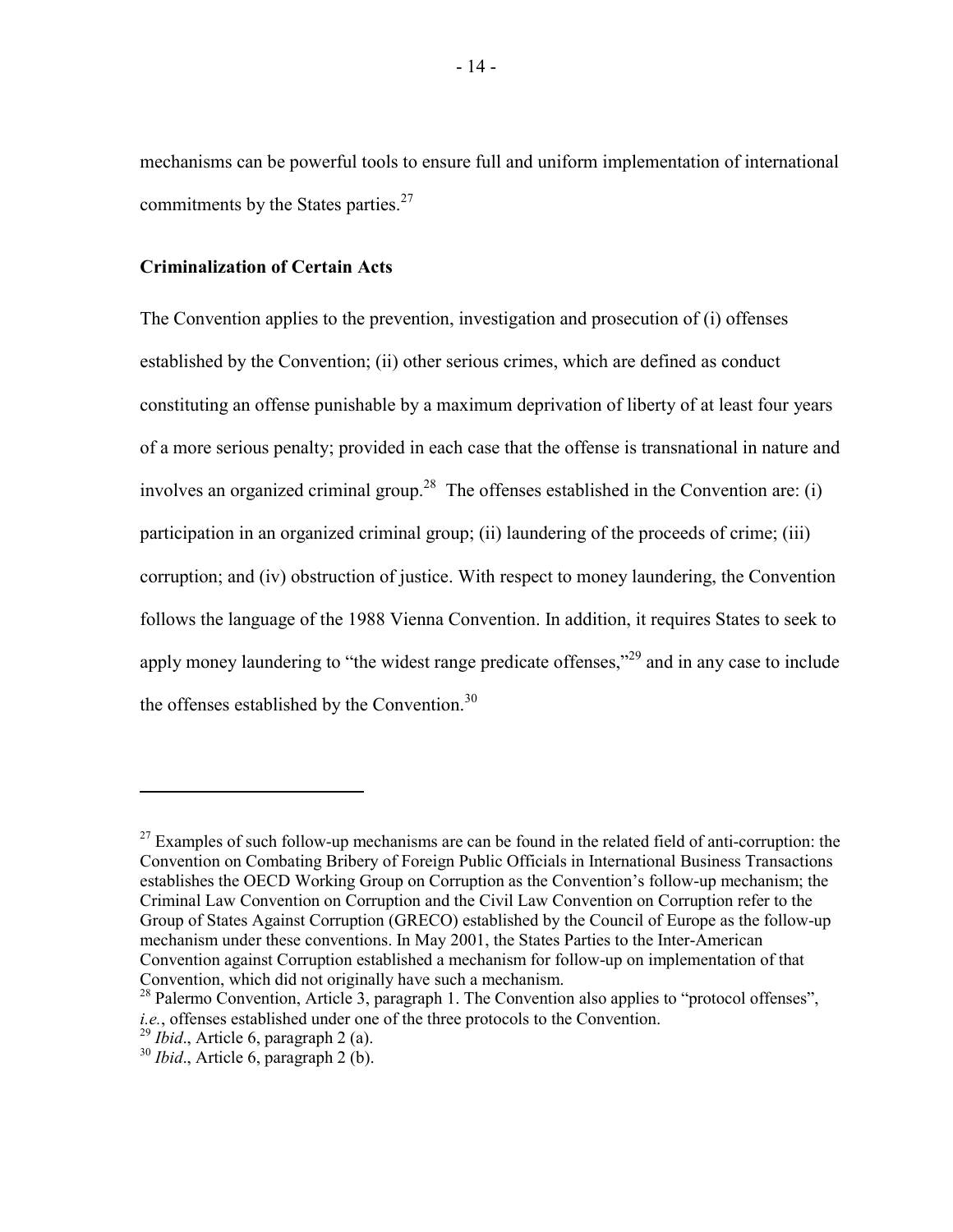mechanisms can be powerful tools to ensure full and uniform implementation of international commitments by the States parties.[27]

## Criminalization of Certain Acts

The Convention applies to the prevention, investigation and prosecution of (i) offenses established by the Convention; (ii) other serious crimes, which are defined as conduct constituting an offense punishable by a maximum deprivation of liberty of at least four years of a more serious penalty; provided in each case that the offense is transnational in nature and involves an organized criminal group.[28] The offenses established in the Convention are: (i) participation in an organized criminal group; (ii) laundering of the proceeds of crime; (iii) corruption; and (iv) obstruction of justice. With respect to money laundering, the Convention follows the language of the 1988 Vienna Convention. In addition, it requires States to seek to apply money laundering to "the widest range predicate offenses,"[29] and in any case to include the offenses established by the Convention.[30]

---

[27] Examples of such follow-up mechanisms are can be found in the related field of anti-corruption: the Convention on Combating Bribery of Foreign Public Officials in International Business Transactions establishes the OECD Working Group on Corruption as the Convention's follow-up mechanism; the Criminal Law Convention on Corruption and the Civil Law Convention on Corruption refer to the Group of States Against Corruption (GRECO) established by the Council of Europe as the follow-up mechanism under these conventions. In May 2001, the States Parties to the Inter-American Convention against Corruption established a mechanism for follow-up on implementation of that Convention, which did not originally have such a mechanism.

[28] Palermo Convention, Article 3, paragraph 1. The Convention also applies to "protocol offenses", *i.e.*, offenses established under one of the three protocols to the Convention.

[29] *Ibid*., Article 6, paragraph 2 (a).

[30] *Ibid*., Article 6, paragraph 2 (b).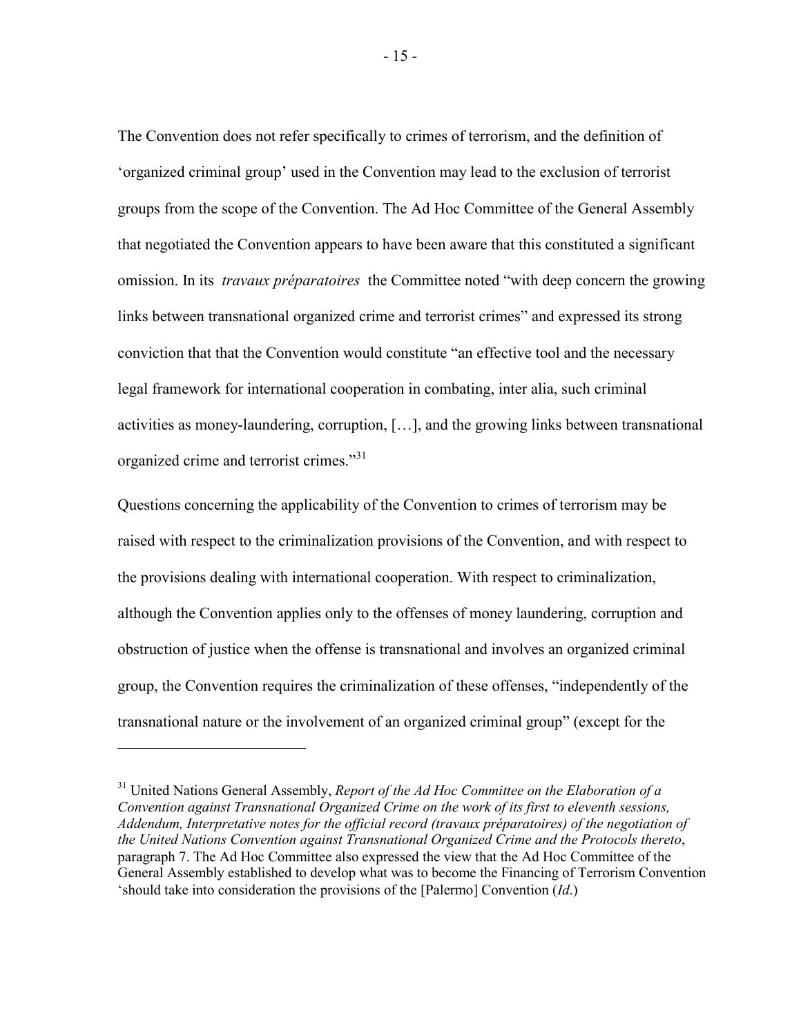The Convention does not refer specifically to crimes of terrorism, and the definition of 'organized criminal group' used in the Convention may lead to the exclusion of terrorist groups from the scope of the Convention. The Ad Hoc Committee of the General Assembly that negotiated the Convention appears to have been aware that this constituted a significant omission. In its *travaux préparatoires* the Committee noted "with deep concern the growing links between transnational organized crime and terrorist crimes" and expressed its strong conviction that that the Convention would constitute "an effective tool and the necessary legal framework for international cooperation in combating, inter alia, such criminal activities as money-laundering, corruption, […], and the growing links between transnational organized crime and terrorist crimes."[31]

Questions concerning the applicability of the Convention to crimes of terrorism may be raised with respect to the criminalization provisions of the Convention, and with respect to the provisions dealing with international cooperation. With respect to criminalization, although the Convention applies only to the offenses of money laundering, corruption and obstruction of justice when the offense is transnational and involves an organized criminal group, the Convention requires the criminalization of these offenses, "independently of the transnational nature or the involvement of an organized criminal group" (except for the

---

[31] United Nations General Assembly, *Report of the Ad Hoc Committee on the Elaboration of a Convention against Transnational Organized Crime on the work of its first to eleventh sessions, Addendum, Interpretative notes for the official record (travaux préparatoires) of the negotiation of the United Nations Convention against Transnational Organized Crime and the Protocols thereto*, paragraph 7. The Ad Hoc Committee also expressed the view that the Ad Hoc Committee of the General Assembly established to develop what was to become the Financing of Terrorism Convention 'should take into consideration the provisions of the [Palermo] Convention (*Id*.)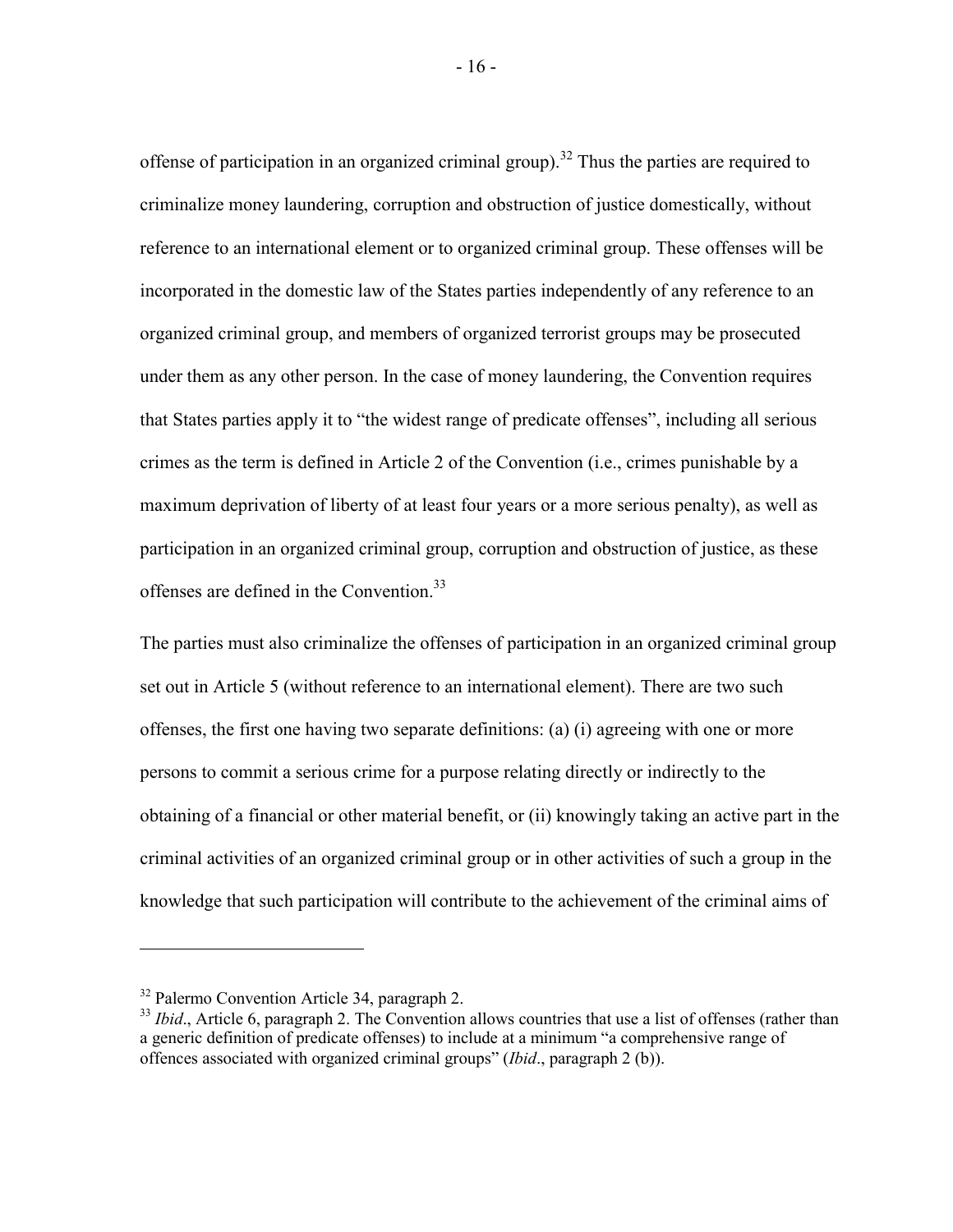offense of participation in an organized criminal group).[32] Thus the parties are required to criminalize money laundering, corruption and obstruction of justice domestically, without reference to an international element or to organized criminal group. These offenses will be incorporated in the domestic law of the States parties independently of any reference to an organized criminal group, and members of organized terrorist groups may be prosecuted under them as any other person. In the case of money laundering, the Convention requires that States parties apply it to "the widest range of predicate offenses", including all serious crimes as the term is defined in Article 2 of the Convention (i.e., crimes punishable by a maximum deprivation of liberty of at least four years or a more serious penalty), as well as participation in an organized criminal group, corruption and obstruction of justice, as these offenses are defined in the Convention.[33]

The parties must also criminalize the offenses of participation in an organized criminal group set out in Article 5 (without reference to an international element). There are two such offenses, the first one having two separate definitions: (a) (i) agreeing with one or more persons to commit a serious crime for a purpose relating directly or indirectly to the obtaining of a financial or other material benefit, or (ii) knowingly taking an active part in the criminal activities of an organized criminal group or in other activities of such a group in the knowledge that such participation will contribute to the achievement of the criminal aims of

---

[32] Palermo Convention Article 34, paragraph 2.

[33] *Ibid*., Article 6, paragraph 2. The Convention allows countries that use a list of offenses (rather than a generic definition of predicate offenses) to include at a minimum "a comprehensive range of offences associated with organized criminal groups" (*Ibid*., paragraph 2 (b)).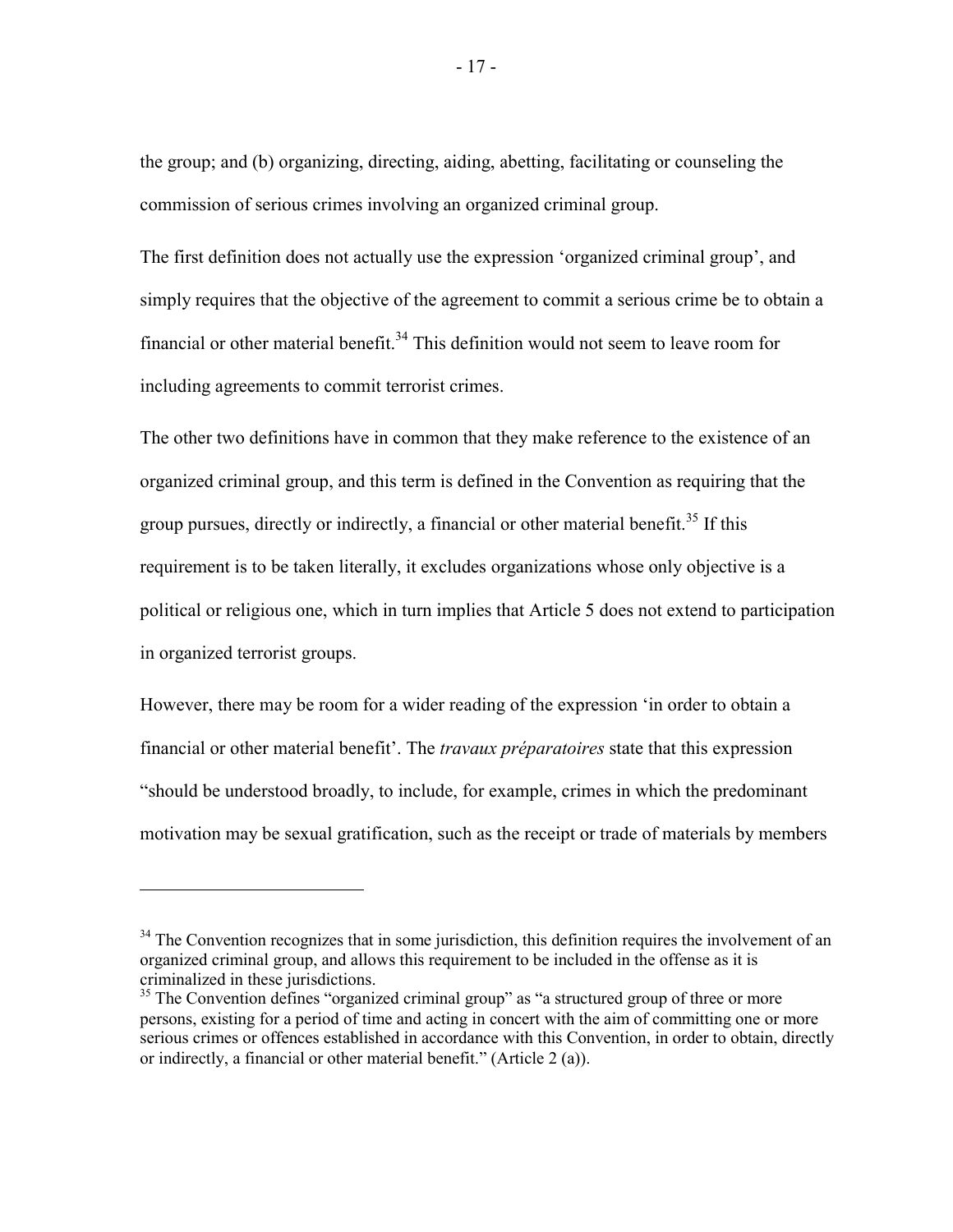the group; and (b) organizing, directing, aiding, abetting, facilitating or counseling the commission of serious crimes involving an organized criminal group.

The first definition does not actually use the expression 'organized criminal group', and simply requires that the objective of the agreement to commit a serious crime be to obtain a financial or other material benefit.[34] This definition would not seem to leave room for including agreements to commit terrorist crimes.

The other two definitions have in common that they make reference to the existence of an organized criminal group, and this term is defined in the Convention as requiring that the group pursues, directly or indirectly, a financial or other material benefit.[35] If this requirement is to be taken literally, it excludes organizations whose only objective is a political or religious one, which in turn implies that Article 5 does not extend to participation in organized terrorist groups.

However, there may be room for a wider reading of the expression 'in order to obtain a financial or other material benefit'. The *travaux préparatoires* state that this expression "should be understood broadly, to include, for example, crimes in which the predominant motivation may be sexual gratification, such as the receipt or trade of materials by members

---

[34] The Convention recognizes that in some jurisdiction, this definition requires the involvement of an organized criminal group, and allows this requirement to be included in the offense as it is criminalized in these jurisdictions.

[35] The Convention defines "organized criminal group" as "a structured group of three or more persons, existing for a period of time and acting in concert with the aim of committing one or more serious crimes or offences established in accordance with this Convention, in order to obtain, directly or indirectly, a financial or other material benefit." (Article 2 (a)).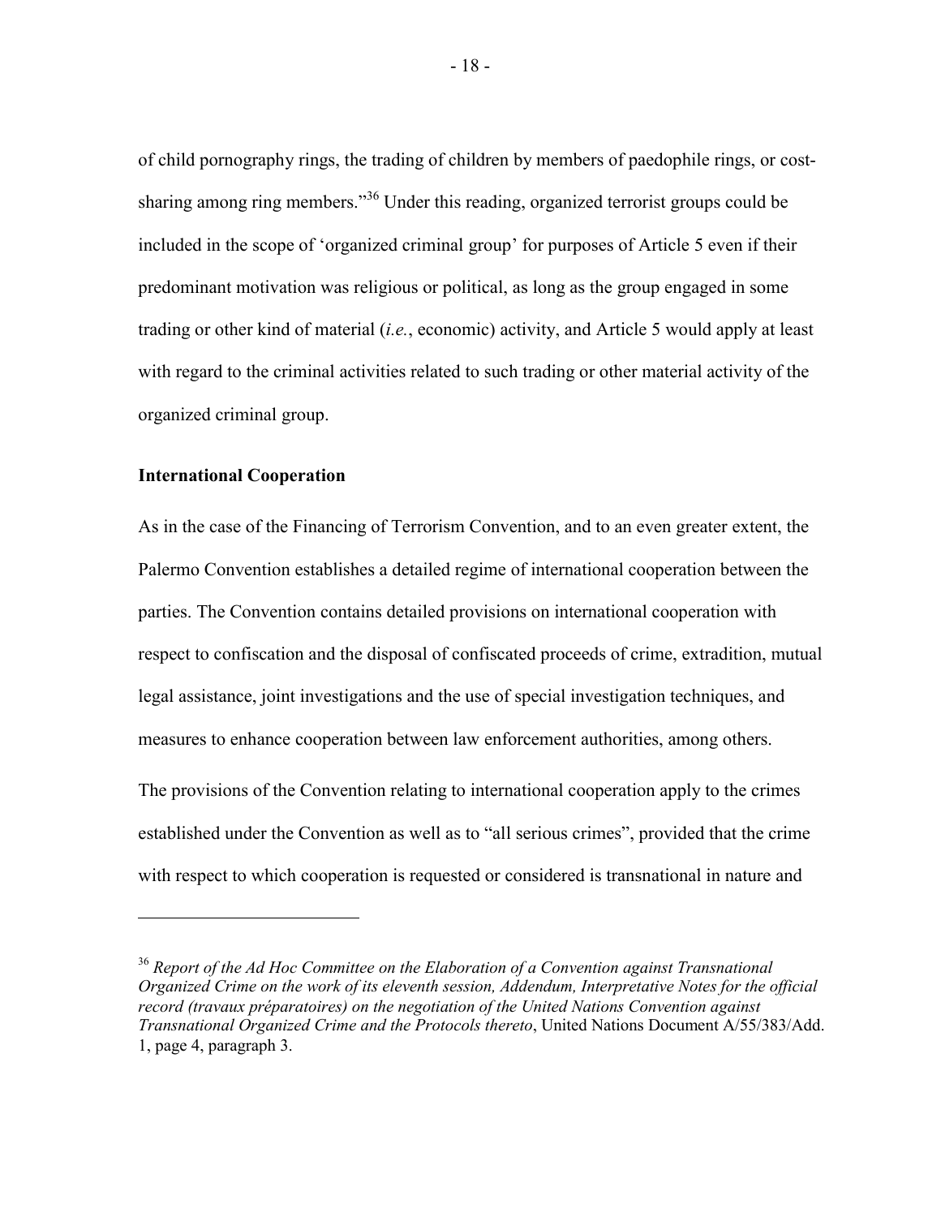of child pornography rings, the trading of children by members of paedophile rings, or cost-sharing among ring members."[36] Under this reading, organized terrorist groups could be included in the scope of 'organized criminal group' for purposes of Article 5 even if their predominant motivation was religious or political, as long as the group engaged in some trading or other kind of material (*i.e.*, economic) activity, and Article 5 would apply at least with regard to the criminal activities related to such trading or other material activity of the organized criminal group.

**International Cooperation**

As in the case of the Financing of Terrorism Convention, and to an even greater extent, the Palermo Convention establishes a detailed regime of international cooperation between the parties. The Convention contains detailed provisions on international cooperation with respect to confiscation and the disposal of confiscated proceeds of crime, extradition, mutual legal assistance, joint investigations and the use of special investigation techniques, and measures to enhance cooperation between law enforcement authorities, among others.

The provisions of the Convention relating to international cooperation apply to the crimes established under the Convention as well as to "all serious crimes", provided that the crime with respect to which cooperation is requested or considered is transnational in nature and

---

[36] *Report of the Ad Hoc Committee on the Elaboration of a Convention against Transnational Organized Crime on the work of its eleventh session, Addendum, Interpretative Notes for the official record (travaux préparatoires) on the negotiation of the United Nations Convention against Transnational Organized Crime and the Protocols thereto*, United Nations Document A/55/383/Add. 1, page 4, paragraph 3.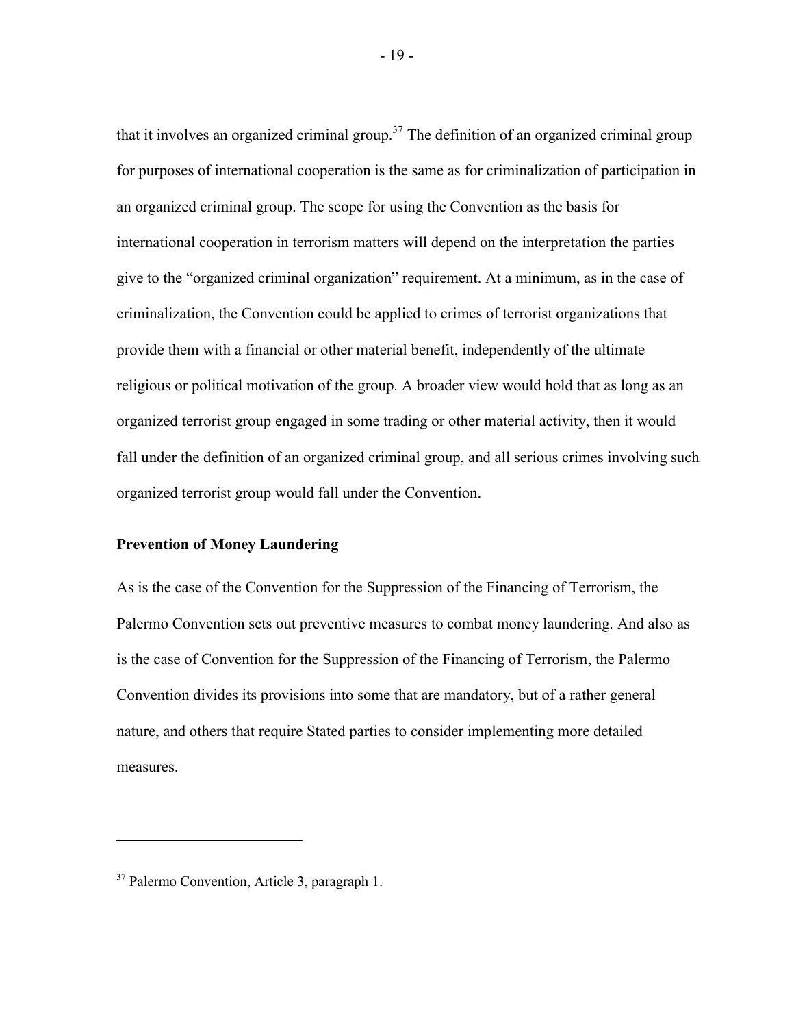that it involves an organized criminal group.[37] The definition of an organized criminal group for purposes of international cooperation is the same as for criminalization of participation in an organized criminal group. The scope for using the Convention as the basis for international cooperation in terrorism matters will depend on the interpretation the parties give to the "organized criminal organization" requirement. At a minimum, as in the case of criminalization, the Convention could be applied to crimes of terrorist organizations that provide them with a financial or other material benefit, independently of the ultimate religious or political motivation of the group. A broader view would hold that as long as an organized terrorist group engaged in some trading or other material activity, then it would fall under the definition of an organized criminal group, and all serious crimes involving such organized terrorist group would fall under the Convention.

**Prevention of Money Laundering**

As is the case of the Convention for the Suppression of the Financing of Terrorism, the Palermo Convention sets out preventive measures to combat money laundering. And also as is the case of Convention for the Suppression of the Financing of Terrorism, the Palermo Convention divides its provisions into some that are mandatory, but of a rather general nature, and others that require Stated parties to consider implementing more detailed measures.

---

[37] Palermo Convention, Article 3, paragraph 1.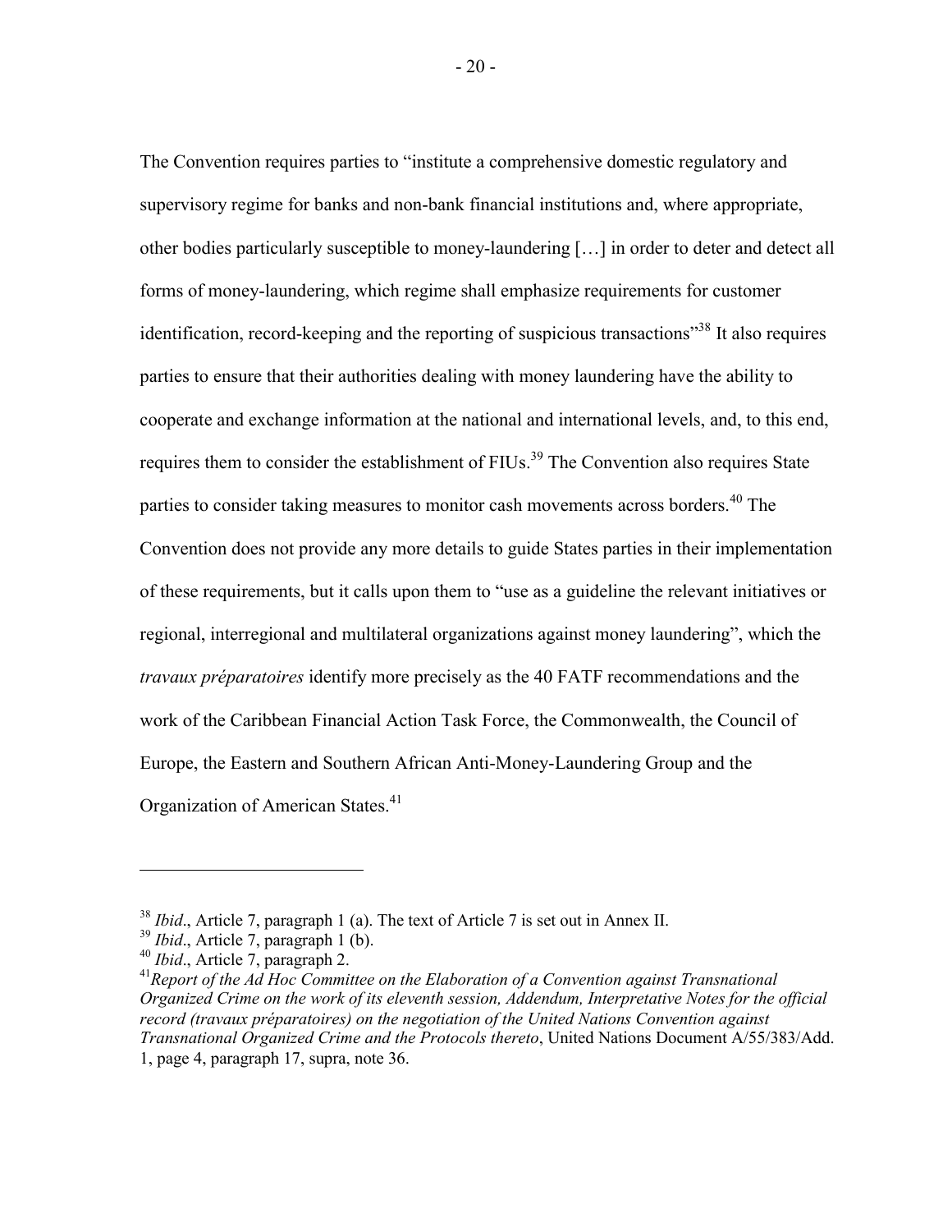The Convention requires parties to "institute a comprehensive domestic regulatory and supervisory regime for banks and non-bank financial institutions and, where appropriate, other bodies particularly susceptible to money-laundering […] in order to deter and detect all forms of money-laundering, which regime shall emphasize requirements for customer identification, record-keeping and the reporting of suspicious transactions"[38] It also requires parties to ensure that their authorities dealing with money laundering have the ability to cooperate and exchange information at the national and international levels, and, to this end, requires them to consider the establishment of FIUs.[39] The Convention also requires State parties to consider taking measures to monitor cash movements across borders.[40] The Convention does not provide any more details to guide States parties in their implementation of these requirements, but it calls upon them to "use as a guideline the relevant initiatives or regional, interregional and multilateral organizations against money laundering", which the *travaux préparatoires* identify more precisely as the 40 FATF recommendations and the work of the Caribbean Financial Action Task Force, the Commonwealth, the Council of Europe, the Eastern and Southern African Anti-Money-Laundering Group and the Organization of American States.[41]

---

[38] *Ibid*., Article 7, paragraph 1 (a). The text of Article 7 is set out in Annex II.

[39] *Ibid*., Article 7, paragraph 1 (b).

[40] *Ibid*., Article 7, paragraph 2.

[41] *Report of the Ad Hoc Committee on the Elaboration of a Convention against Transnational Organized Crime on the work of its eleventh session, Addendum, Interpretative Notes for the official record (travaux préparatoires) on the negotiation of the United Nations Convention against Transnational Organized Crime and the Protocols thereto*, United Nations Document A/55/383/Add. 1, page 4, paragraph 17, supra, note 36.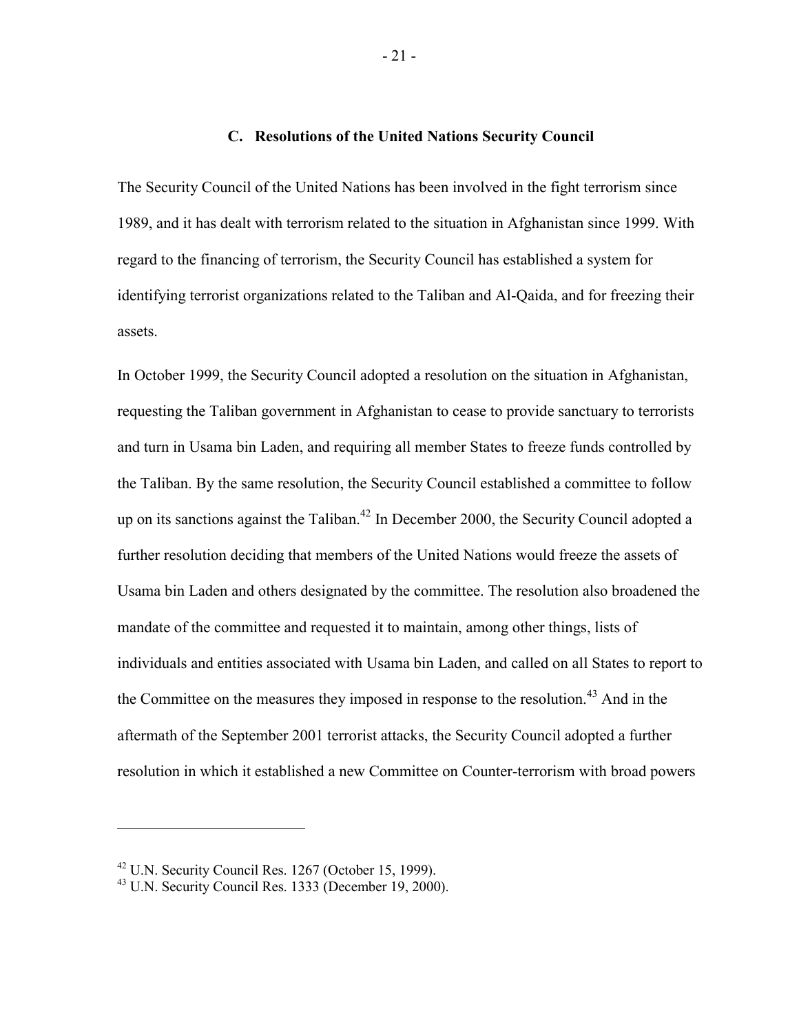### C. Resolutions of the United Nations Security Council

The Security Council of the United Nations has been involved in the fight terrorism since 1989, and it has dealt with terrorism related to the situation in Afghanistan since 1999. With regard to the financing of terrorism, the Security Council has established a system for identifying terrorist organizations related to the Taliban and Al-Qaida, and for freezing their assets.

In October 1999, the Security Council adopted a resolution on the situation in Afghanistan, requesting the Taliban government in Afghanistan to cease to provide sanctuary to terrorists and turn in Usama bin Laden, and requiring all member States to freeze funds controlled by the Taliban. By the same resolution, the Security Council established a committee to follow up on its sanctions against the Taliban.[42] In December 2000, the Security Council adopted a further resolution deciding that members of the United Nations would freeze the assets of Usama bin Laden and others designated by the committee. The resolution also broadened the mandate of the committee and requested it to maintain, among other things, lists of individuals and entities associated with Usama bin Laden, and called on all States to report to the Committee on the measures they imposed in response to the resolution.[43] And in the aftermath of the September 2001 terrorist attacks, the Security Council adopted a further resolution in which it established a new Committee on Counter-terrorism with broad powers

---

[42] U.N. Security Council Res. 1267 (October 15, 1999).

[43] U.N. Security Council Res. 1333 (December 19, 2000).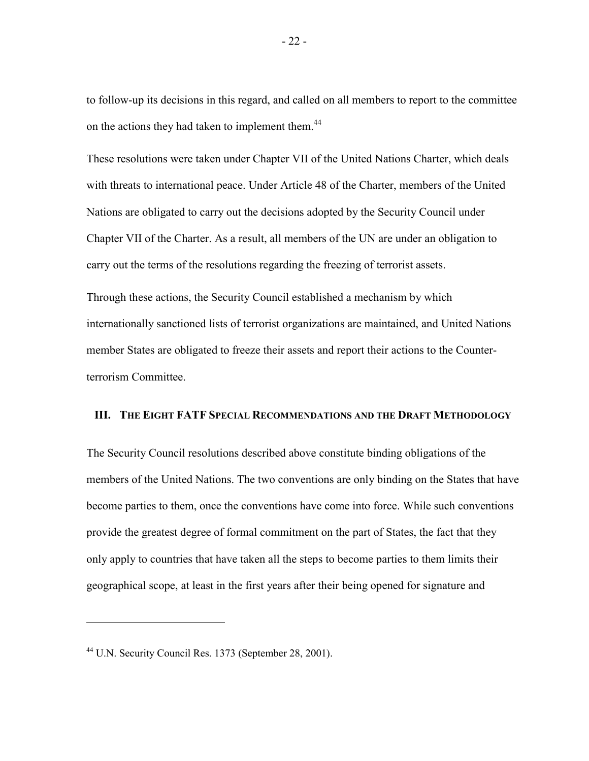to follow-up its decisions in this regard, and called on all members to report to the committee on the actions they had taken to implement them.[44]

These resolutions were taken under Chapter VII of the United Nations Charter, which deals with threats to international peace. Under Article 48 of the Charter, members of the United Nations are obligated to carry out the decisions adopted by the Security Council under Chapter VII of the Charter. As a result, all members of the UN are under an obligation to carry out the terms of the resolutions regarding the freezing of terrorist assets.

Through these actions, the Security Council established a mechanism by which internationally sanctioned lists of terrorist organizations are maintained, and United Nations member States are obligated to freeze their assets and report their actions to the Counter-terrorism Committee.

## III. The Eight FATF Special Recommendations and the Draft Methodology

The Security Council resolutions described above constitute binding obligations of the members of the United Nations. The two conventions are only binding on the States that have become parties to them, once the conventions have come into force. While such conventions provide the greatest degree of formal commitment on the part of States, the fact that they only apply to countries that have taken all the steps to become parties to them limits their geographical scope, at least in the first years after their being opened for signature and

---

[44] U.N. Security Council Res. 1373 (September 28, 2001).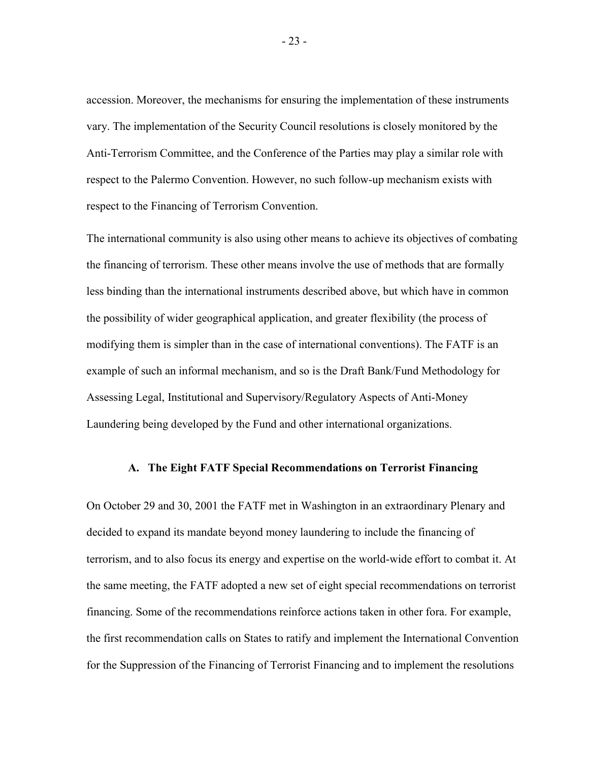accession. Moreover, the mechanisms for ensuring the implementation of these instruments vary. The implementation of the Security Council resolutions is closely monitored by the Anti-Terrorism Committee, and the Conference of the Parties may play a similar role with respect to the Palermo Convention. However, no such follow-up mechanism exists with respect to the Financing of Terrorism Convention.

The international community is also using other means to achieve its objectives of combating the financing of terrorism. These other means involve the use of methods that are formally less binding than the international instruments described above, but which have in common the possibility of wider geographical application, and greater flexibility (the process of modifying them is simpler than in the case of international conventions). The FATF is an example of such an informal mechanism, and so is the Draft Bank/Fund Methodology for Assessing Legal, Institutional and Supervisory/Regulatory Aspects of Anti-Money Laundering being developed by the Fund and other international organizations.

### A. The Eight FATF Special Recommendations on Terrorist Financing

On October 29 and 30, 2001 the FATF met in Washington in an extraordinary Plenary and decided to expand its mandate beyond money laundering to include the financing of terrorism, and to also focus its energy and expertise on the world-wide effort to combat it. At the same meeting, the FATF adopted a new set of eight special recommendations on terrorist financing. Some of the recommendations reinforce actions taken in other fora. For example, the first recommendation calls on States to ratify and implement the International Convention for the Suppression of the Financing of Terrorist Financing and to implement the resolutions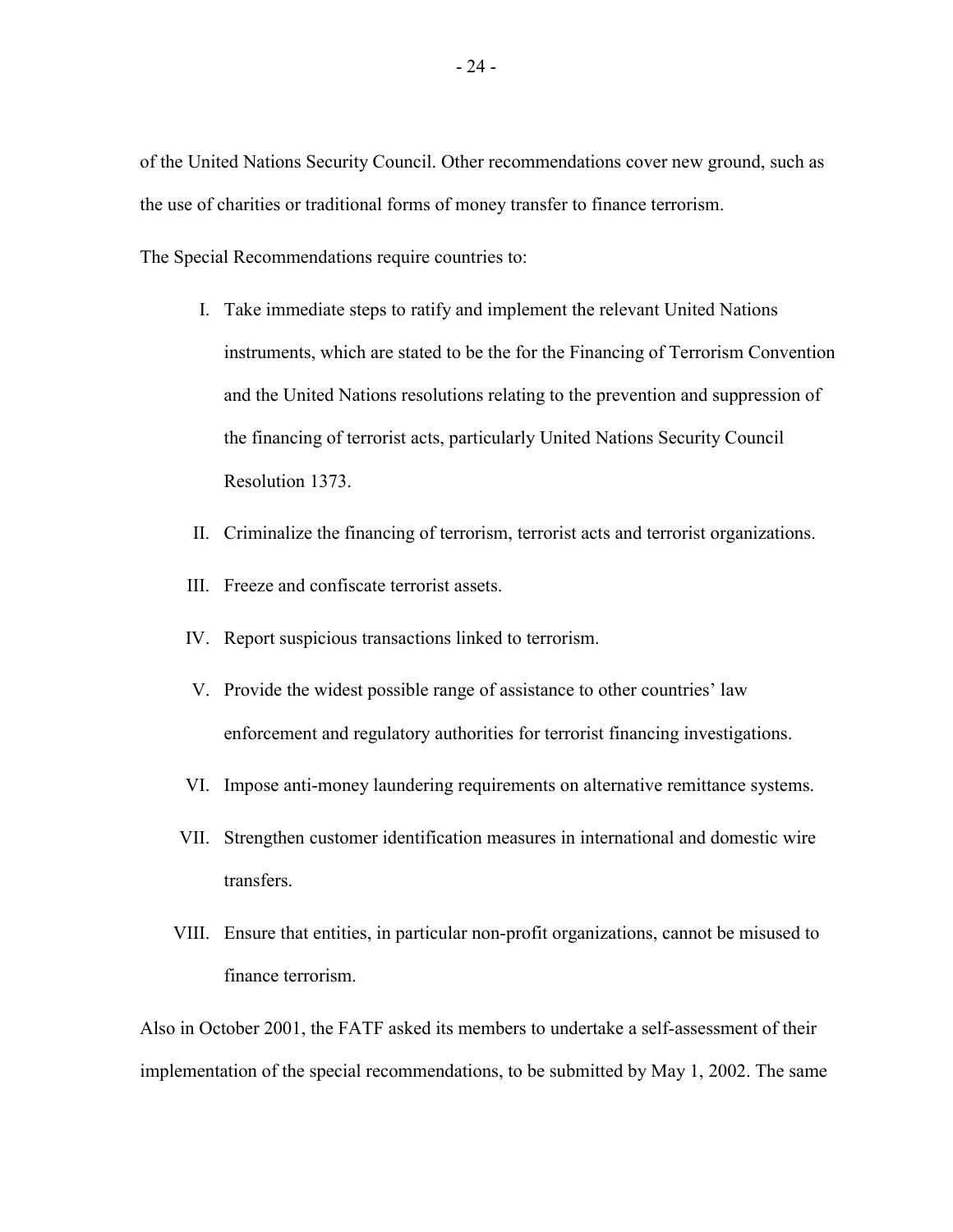of the United Nations Security Council. Other recommendations cover new ground, such as the use of charities or traditional forms of money transfer to finance terrorism.

The Special Recommendations require countries to:

I. Take immediate steps to ratify and implement the relevant United Nations instruments, which are stated to be the for the Financing of Terrorism Convention and the United Nations resolutions relating to the prevention and suppression of the financing of terrorist acts, particularly United Nations Security Council Resolution 1373.

II. Criminalize the financing of terrorism, terrorist acts and terrorist organizations.

III. Freeze and confiscate terrorist assets.

IV. Report suspicious transactions linked to terrorism.

V. Provide the widest possible range of assistance to other countries' law enforcement and regulatory authorities for terrorist financing investigations.

VI. Impose anti-money laundering requirements on alternative remittance systems.

VII. Strengthen customer identification measures in international and domestic wire transfers.

VIII. Ensure that entities, in particular non-profit organizations, cannot be misused to finance terrorism.

Also in October 2001, the FATF asked its members to undertake a self-assessment of their implementation of the special recommendations, to be submitted by May 1, 2002. The same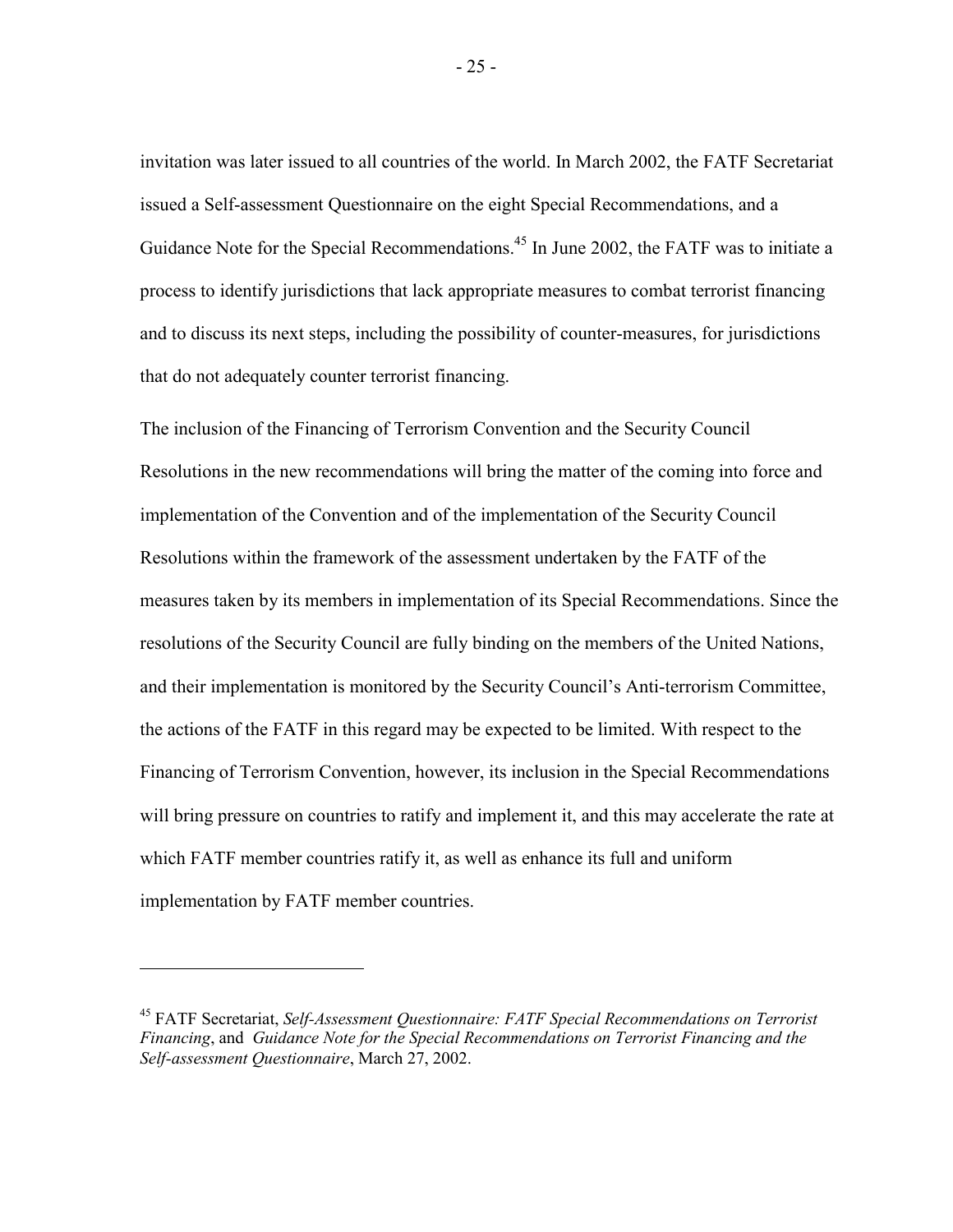invitation was later issued to all countries of the world. In March 2002, the FATF Secretariat issued a Self-assessment Questionnaire on the eight Special Recommendations, and a Guidance Note for the Special Recommendations.[45] In June 2002, the FATF was to initiate a process to identify jurisdictions that lack appropriate measures to combat terrorist financing and to discuss its next steps, including the possibility of counter-measures, for jurisdictions that do not adequately counter terrorist financing.

The inclusion of the Financing of Terrorism Convention and the Security Council Resolutions in the new recommendations will bring the matter of the coming into force and implementation of the Convention and of the implementation of the Security Council Resolutions within the framework of the assessment undertaken by the FATF of the measures taken by its members in implementation of its Special Recommendations. Since the resolutions of the Security Council are fully binding on the members of the United Nations, and their implementation is monitored by the Security Council's Anti-terrorism Committee, the actions of the FATF in this regard may be expected to be limited. With respect to the Financing of Terrorism Convention, however, its inclusion in the Special Recommendations will bring pressure on countries to ratify and implement it, and this may accelerate the rate at which FATF member countries ratify it, as well as enhance its full and uniform implementation by FATF member countries.

---

[45] FATF Secretariat, *Self-Assessment Questionnaire: FATF Special Recommendations on Terrorist Financing*, and *Guidance Note for the Special Recommendations on Terrorist Financing and the Self-assessment Questionnaire*, March 27, 2002.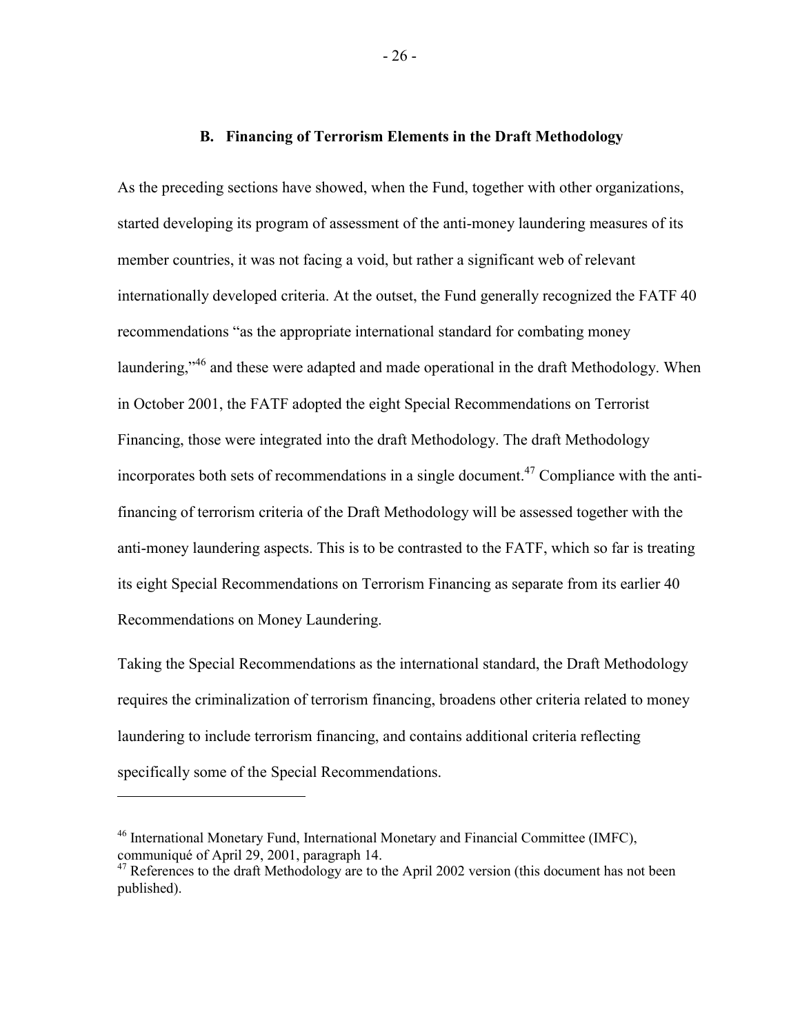### B. Financing of Terrorism Elements in the Draft Methodology

As the preceding sections have showed, when the Fund, together with other organizations, started developing its program of assessment of the anti-money laundering measures of its member countries, it was not facing a void, but rather a significant web of relevant internationally developed criteria. At the outset, the Fund generally recognized the FATF 40 recommendations "as the appropriate international standard for combating money laundering,"[46] and these were adapted and made operational in the draft Methodology. When in October 2001, the FATF adopted the eight Special Recommendations on Terrorist Financing, those were integrated into the draft Methodology. The draft Methodology incorporates both sets of recommendations in a single document.[47] Compliance with the anti-financing of terrorism criteria of the Draft Methodology will be assessed together with the anti-money laundering aspects. This is to be contrasted to the FATF, which so far is treating its eight Special Recommendations on Terrorism Financing as separate from its earlier 40 Recommendations on Money Laundering.

Taking the Special Recommendations as the international standard, the Draft Methodology requires the criminalization of terrorism financing, broadens other criteria related to money laundering to include terrorism financing, and contains additional criteria reflecting specifically some of the Special Recommendations.

---

[46] International Monetary Fund, International Monetary and Financial Committee (IMFC), communiqué of April 29, 2001, paragraph 14.

[47] References to the draft Methodology are to the April 2002 version (this document has not been published).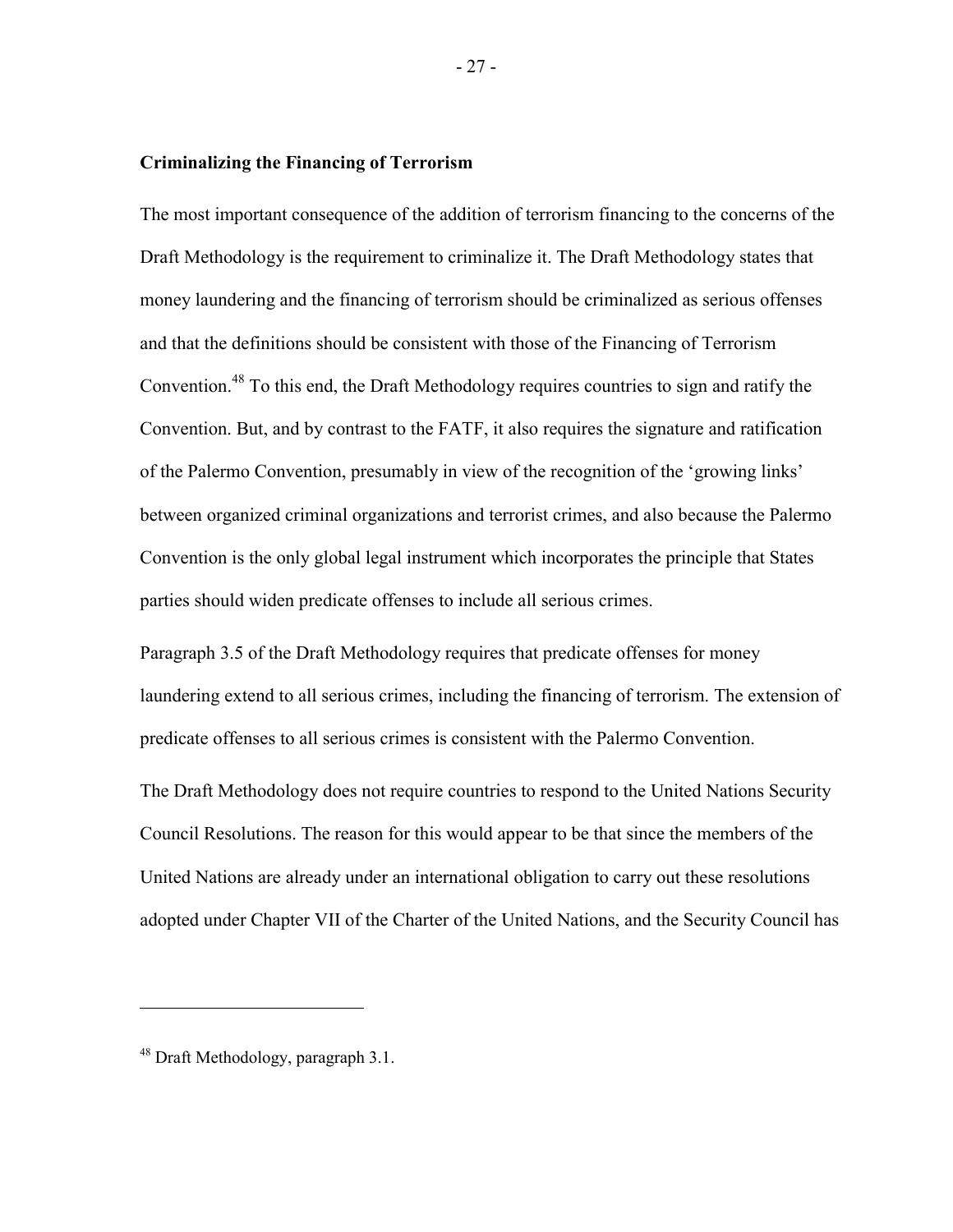### Criminalizing the Financing of Terrorism

The most important consequence of the addition of terrorism financing to the concerns of the Draft Methodology is the requirement to criminalize it. The Draft Methodology states that money laundering and the financing of terrorism should be criminalized as serious offenses and that the definitions should be consistent with those of the Financing of Terrorism Convention.[48] To this end, the Draft Methodology requires countries to sign and ratify the Convention. But, and by contrast to the FATF, it also requires the signature and ratification of the Palermo Convention, presumably in view of the recognition of the 'growing links' between organized criminal organizations and terrorist crimes, and also because the Palermo Convention is the only global legal instrument which incorporates the principle that States parties should widen predicate offenses to include all serious crimes.

Paragraph 3.5 of the Draft Methodology requires that predicate offenses for money laundering extend to all serious crimes, including the financing of terrorism. The extension of predicate offenses to all serious crimes is consistent with the Palermo Convention.

The Draft Methodology does not require countries to respond to the United Nations Security Council Resolutions. The reason for this would appear to be that since the members of the United Nations are already under an international obligation to carry out these resolutions adopted under Chapter VII of the Charter of the United Nations, and the Security Council has

---

[48] Draft Methodology, paragraph 3.1.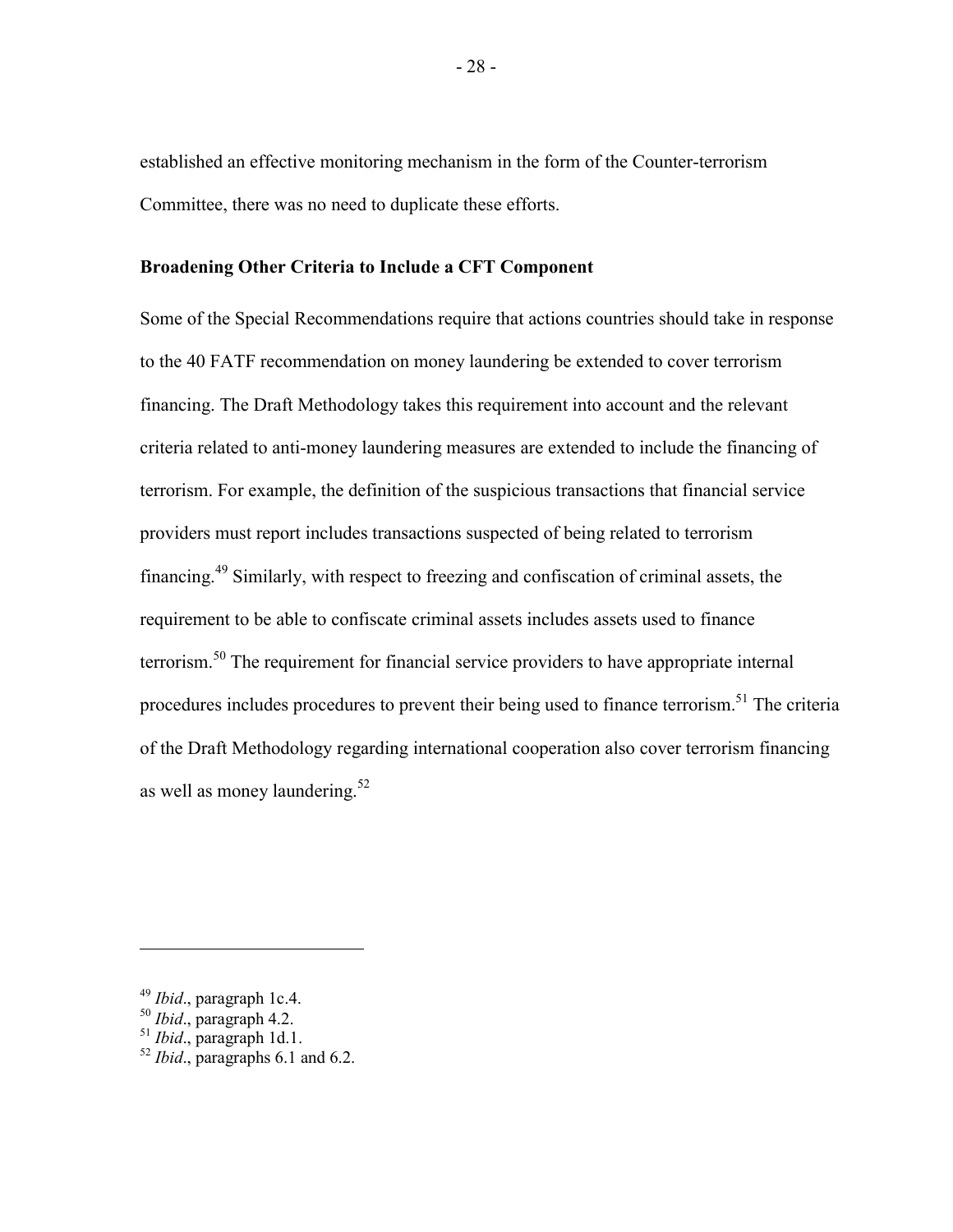established an effective monitoring mechanism in the form of the Counter-terrorism Committee, there was no need to duplicate these efforts.

### Broadening Other Criteria to Include a CFT Component

Some of the Special Recommendations require that actions countries should take in response to the 40 FATF recommendation on money laundering be extended to cover terrorism financing. The Draft Methodology takes this requirement into account and the relevant criteria related to anti-money laundering measures are extended to include the financing of terrorism. For example, the definition of the suspicious transactions that financial service providers must report includes transactions suspected of being related to terrorism financing.[49] Similarly, with respect to freezing and confiscation of criminal assets, the requirement to be able to confiscate criminal assets includes assets used to finance terrorism.[50] The requirement for financial service providers to have appropriate internal procedures includes procedures to prevent their being used to finance terrorism.[51] The criteria of the Draft Methodology regarding international cooperation also cover terrorism financing as well as money laundering.[52]

---

[49] *Ibid*., paragraph 1c.4.

[50] *Ibid*., paragraph 4.2.

[51] *Ibid*., paragraph 1d.1.

[52] *Ibid*., paragraphs 6.1 and 6.2.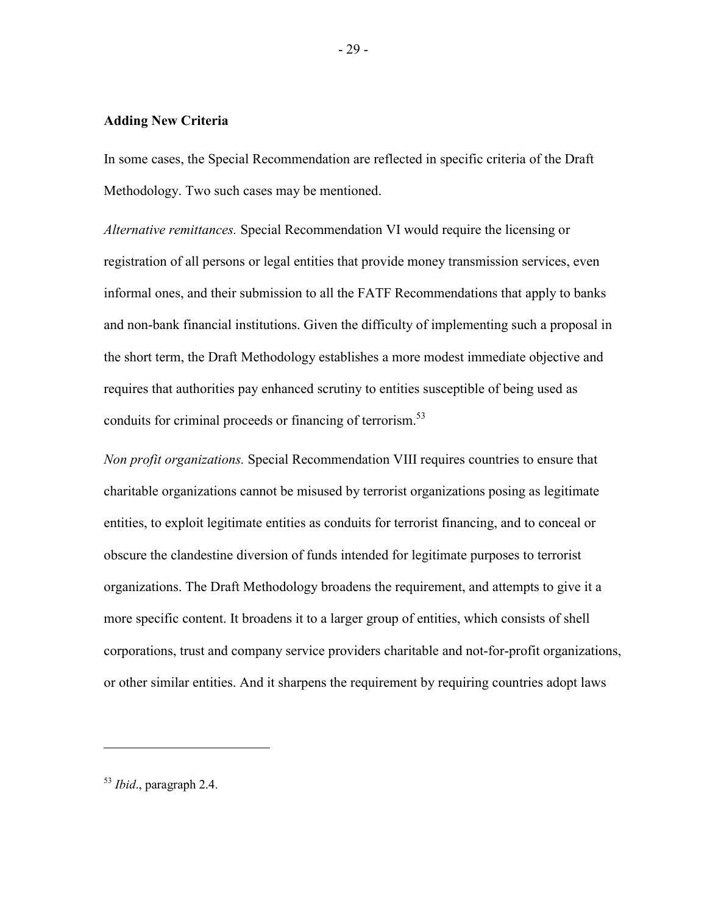**Adding New Criteria**

In some cases, the Special Recommendation are reflected in specific criteria of the Draft Methodology. Two such cases may be mentioned.

*Alternative remittances.* Special Recommendation VI would require the licensing or registration of all persons or legal entities that provide money transmission services, even informal ones, and their submission to all the FATF Recommendations that apply to banks and non-bank financial institutions. Given the difficulty of implementing such a proposal in the short term, the Draft Methodology establishes a more modest immediate objective and requires that authorities pay enhanced scrutiny to entities susceptible of being used as conduits for criminal proceeds or financing of terrorism.[53]

*Non profit organizations.* Special Recommendation VIII requires countries to ensure that charitable organizations cannot be misused by terrorist organizations posing as legitimate entities, to exploit legitimate entities as conduits for terrorist financing, and to conceal or obscure the clandestine diversion of funds intended for legitimate purposes to terrorist organizations. The Draft Methodology broadens the requirement, and attempts to give it a more specific content. It broadens it to a larger group of entities, which consists of shell corporations, trust and company service providers charitable and not-for-profit organizations, or other similar entities. And it sharpens the requirement by requiring countries adopt laws

---

[53] *Ibid*., paragraph 2.4.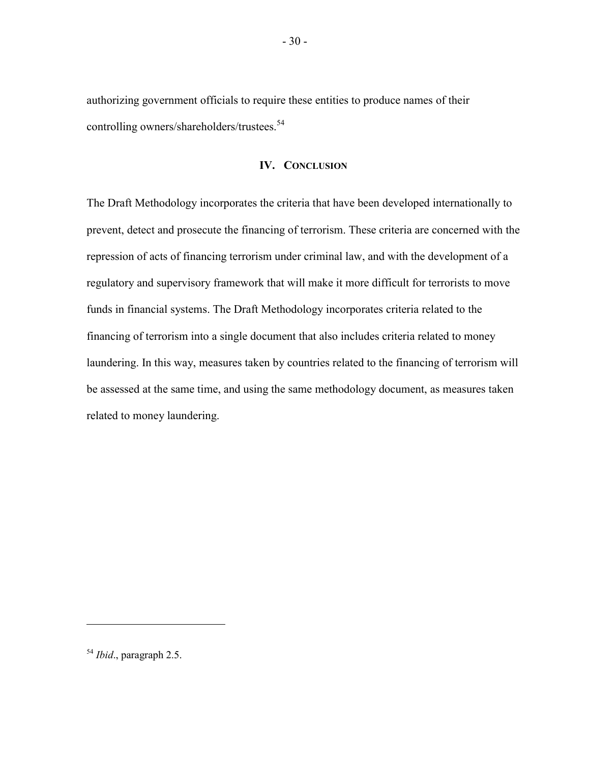authorizing government officials to require these entities to produce names of their controlling owners/shareholders/trustees.[54]

## IV. Conclusion

The Draft Methodology incorporates the criteria that have been developed internationally to prevent, detect and prosecute the financing of terrorism. These criteria are concerned with the repression of acts of financing terrorism under criminal law, and with the development of a regulatory and supervisory framework that will make it more difficult for terrorists to move funds in financial systems. The Draft Methodology incorporates criteria related to the financing of terrorism into a single document that also includes criteria related to money laundering. In this way, measures taken by countries related to the financing of terrorism will be assessed at the same time, and using the same methodology document, as measures taken related to money laundering.

---

[54] *Ibid*., paragraph 2.5.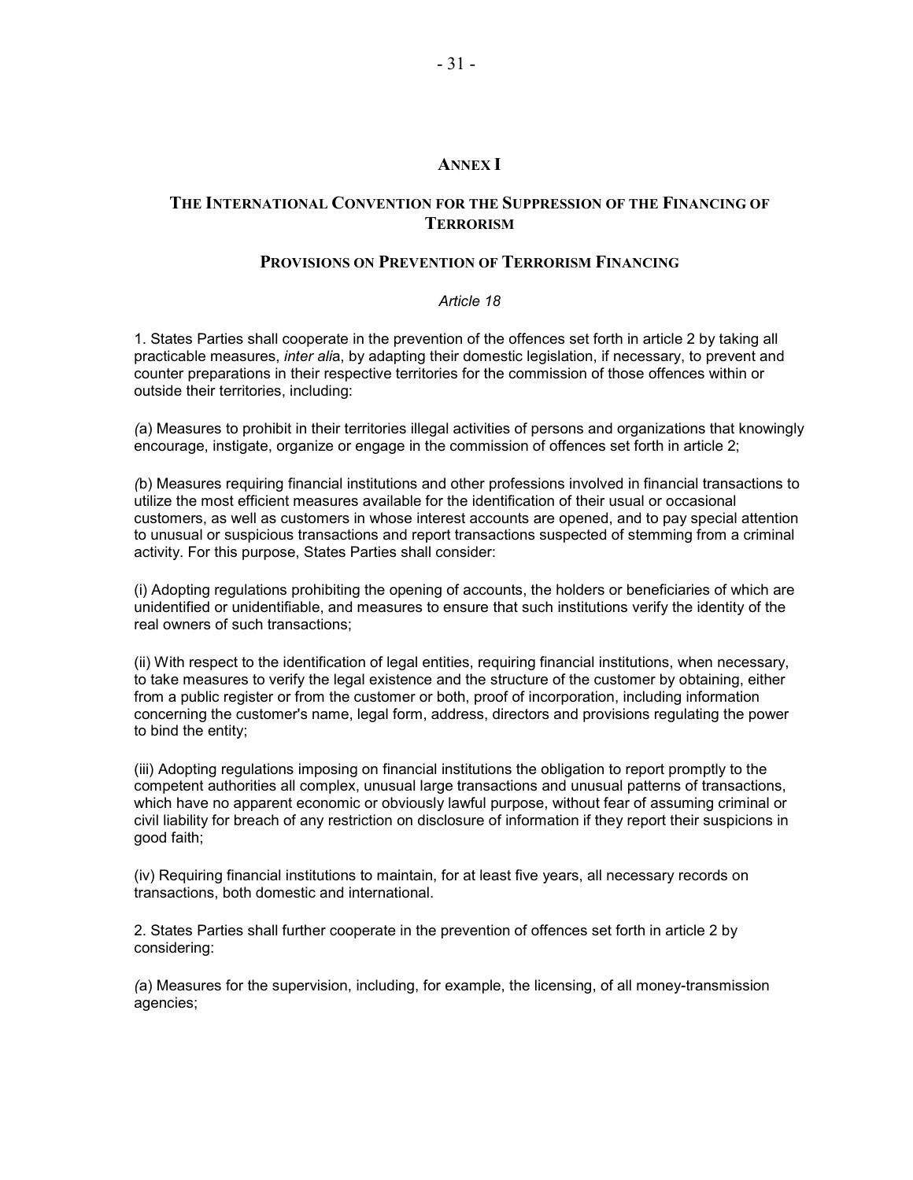# ANNEX I

## THE INTERNATIONAL CONVENTION FOR THE SUPPRESSION OF THE FINANCING OF TERRORISM

### PROVISIONS ON PREVENTION OF TERRORISM FINANCING

*Article 18*

1. States Parties shall cooperate in the prevention of the offences set forth in article 2 by taking all practicable measures, *inter alia*, by adapting their domestic legislation, if necessary, to prevent and counter preparations in their respective territories for the commission of those offences within or outside their territories, including:

*(*a) Measures to prohibit in their territories illegal activities of persons and organizations that knowingly encourage, instigate, organize or engage in the commission of offences set forth in article 2;

*(*b) Measures requiring financial institutions and other professions involved in financial transactions to utilize the most efficient measures available for the identification of their usual or occasional customers, as well as customers in whose interest accounts are opened, and to pay special attention to unusual or suspicious transactions and report transactions suspected of stemming from a criminal activity. For this purpose, States Parties shall consider:

(i) Adopting regulations prohibiting the opening of accounts, the holders or beneficiaries of which are unidentified or unidentifiable, and measures to ensure that such institutions verify the identity of the real owners of such transactions;

(ii) With respect to the identification of legal entities, requiring financial institutions, when necessary, to take measures to verify the legal existence and the structure of the customer by obtaining, either from a public register or from the customer or both, proof of incorporation, including information concerning the customer's name, legal form, address, directors and provisions regulating the power to bind the entity;

(iii) Adopting regulations imposing on financial institutions the obligation to report promptly to the competent authorities all complex, unusual large transactions and unusual patterns of transactions, which have no apparent economic or obviously lawful purpose, without fear of assuming criminal or civil liability for breach of any restriction on disclosure of information if they report their suspicions in good faith;

(iv) Requiring financial institutions to maintain, for at least five years, all necessary records on transactions, both domestic and international.

2. States Parties shall further cooperate in the prevention of offences set forth in article 2 by considering:

*(*a) Measures for the supervision, including, for example, the licensing, of all money-transmission agencies;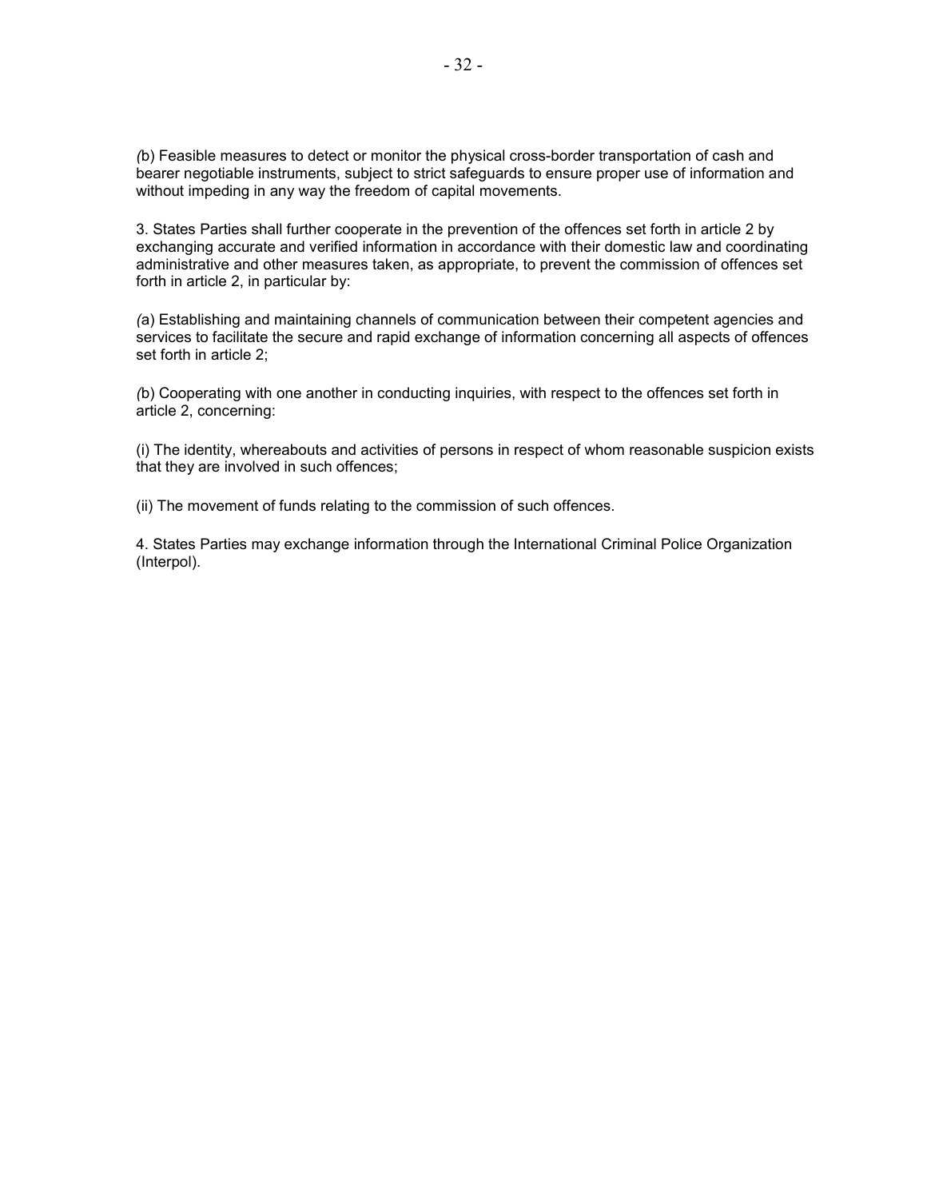*(*b) Feasible measures to detect or monitor the physical cross-border transportation of cash and bearer negotiable instruments, subject to strict safeguards to ensure proper use of information and without impeding in any way the freedom of capital movements.

3. States Parties shall further cooperate in the prevention of the offences set forth in article 2 by exchanging accurate and verified information in accordance with their domestic law and coordinating administrative and other measures taken, as appropriate, to prevent the commission of offences set forth in article 2, in particular by:

*(*a) Establishing and maintaining channels of communication between their competent agencies and services to facilitate the secure and rapid exchange of information concerning all aspects of offences set forth in article 2;

*(*b) Cooperating with one another in conducting inquiries, with respect to the offences set forth in article 2, concerning:

(i) The identity, whereabouts and activities of persons in respect of whom reasonable suspicion exists that they are involved in such offences;

(ii) The movement of funds relating to the commission of such offences.

4. States Parties may exchange information through the International Criminal Police Organization (Interpol).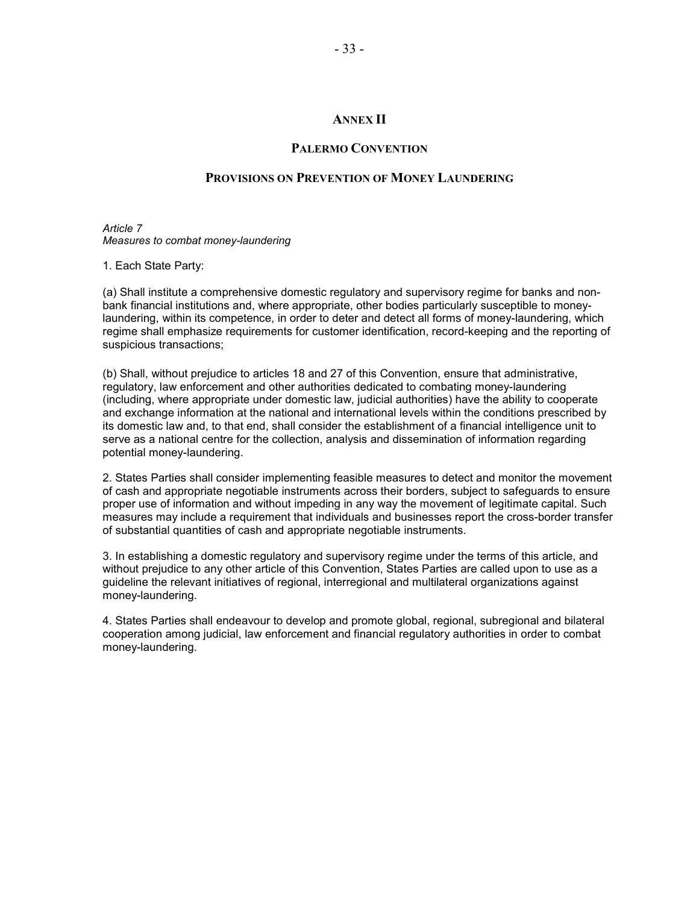# Annex II

## Palermo Convention

## Provisions on Prevention of Money Laundering

*Article 7*
*Measures to combat money-laundering*

1. Each State Party:

(a) Shall institute a comprehensive domestic regulatory and supervisory regime for banks and non-bank financial institutions and, where appropriate, other bodies particularly susceptible to money-laundering, within its competence, in order to deter and detect all forms of money-laundering, which regime shall emphasize requirements for customer identification, record-keeping and the reporting of suspicious transactions;

(b) Shall, without prejudice to articles 18 and 27 of this Convention, ensure that administrative, regulatory, law enforcement and other authorities dedicated to combating money-laundering (including, where appropriate under domestic law, judicial authorities) have the ability to cooperate and exchange information at the national and international levels within the conditions prescribed by its domestic law and, to that end, shall consider the establishment of a financial intelligence unit to serve as a national centre for the collection, analysis and dissemination of information regarding potential money-laundering.

2. States Parties shall consider implementing feasible measures to detect and monitor the movement of cash and appropriate negotiable instruments across their borders, subject to safeguards to ensure proper use of information and without impeding in any way the movement of legitimate capital. Such measures may include a requirement that individuals and businesses report the cross-border transfer of substantial quantities of cash and appropriate negotiable instruments.

3. In establishing a domestic regulatory and supervisory regime under the terms of this article, and without prejudice to any other article of this Convention, States Parties are called upon to use as a guideline the relevant initiatives of regional, interregional and multilateral organizations against money-laundering.

4. States Parties shall endeavour to develop and promote global, regional, subregional and bilateral cooperation among judicial, law enforcement and financial regulatory authorities in order to combat money-laundering.